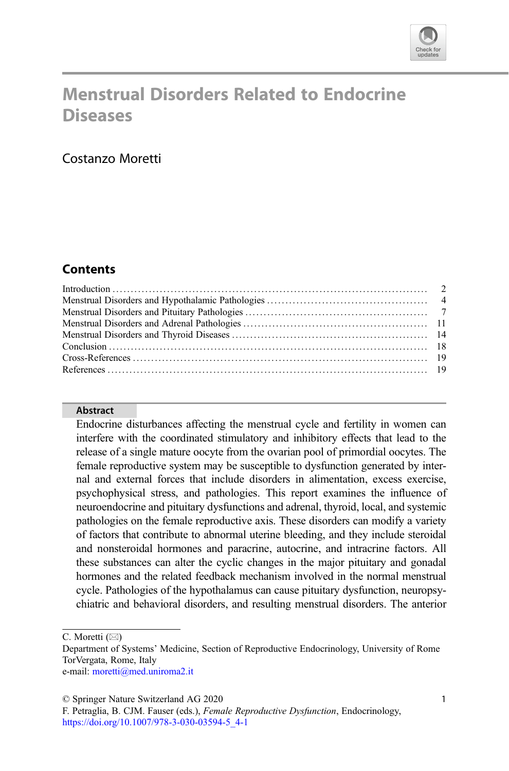# Menstrual Disorders Related to Endocrine Diseases

Costanzo Moretti

## Contents

| | |
|---|---|
| Introduction | 2 |
| Menstrual Disorders and Hypothalamic Pathologies | 4 |
| Menstrual Disorders and Pituitary Pathologies | 7 |
| Menstrual Disorders and Adrenal Pathologies | 11 |
| Menstrual Disorders and Thyroid Diseases | 14 |
| Conclusion | 18 |
| Cross-References | 19 |
| References | 19 |

### Abstract

Endocrine disturbances affecting the menstrual cycle and fertility in women can interfere with the coordinated stimulatory and inhibitory effects that lead to the release of a single mature oocyte from the ovarian pool of primordial oocytes. The female reproductive system may be susceptible to dysfunction generated by internal and external forces that include disorders in alimentation, excess exercise, psychophysical stress, and pathologies. This report examines the influence of neuroendocrine and pituitary dysfunctions and adrenal, thyroid, local, and systemic pathologies on the female reproductive axis. These disorders can modify a variety of factors that contribute to abnormal uterine bleeding, and they include steroidal and nonsteroidal hormones and paracrine, autocrine, and intracrine factors. All these substances can alter the cyclic changes in the major pituitary and gonadal hormones and the related feedback mechanism involved in the normal menstrual cycle. Pathologies of the hypothalamus can cause pituitary dysfunction, neuropsychiatric and behavioral disorders, and resulting menstrual disorders. The anterior

---

C. Moretti (✉)
Department of Systems' Medicine, Section of Reproductive Endocrinology, University of Rome TorVergata, Rome, Italy
e-mail: moretti@med.uniroma2.it

© Springer Nature Switzerland AG 2020
F. Petraglia, B. CJM. Fauser (eds.), *Female Reproductive Dysfunction*, Endocrinology,
https://doi.org/10.1007/978-3-030-03594-5_4-1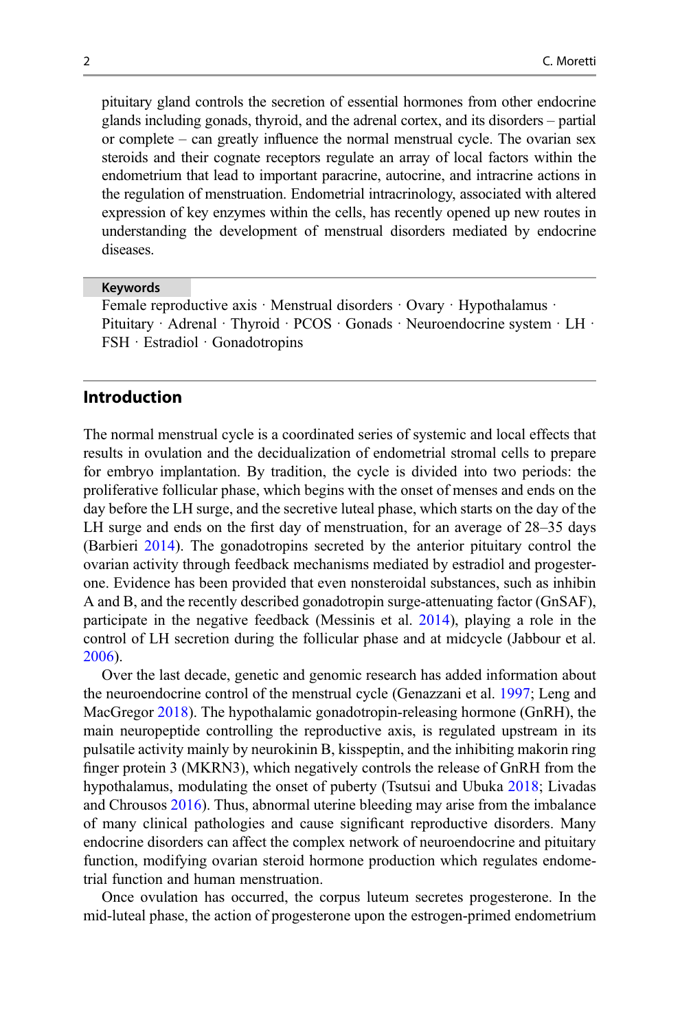pituitary gland controls the secretion of essential hormones from other endocrine glands including gonads, thyroid, and the adrenal cortex, and its disorders – partial or complete – can greatly influence the normal menstrual cycle. The ovarian sex steroids and their cognate receptors regulate an array of local factors within the endometrium that lead to important paracrine, autocrine, and intracrine actions in the regulation of menstruation. Endometrial intracrinology, associated with altered expression of key enzymes within the cells, has recently opened up new routes in understanding the development of menstrual disorders mediated by endocrine diseases.

**Keywords**

Female reproductive axis · Menstrual disorders · Ovary · Hypothalamus · Pituitary · Adrenal · Thyroid · PCOS · Gonads · Neuroendocrine system · LH · FSH · Estradiol · Gonadotropins

## Introduction

The normal menstrual cycle is a coordinated series of systemic and local effects that results in ovulation and the decidualization of endometrial stromal cells to prepare for embryo implantation. By tradition, the cycle is divided into two periods: the proliferative follicular phase, which begins with the onset of menses and ends on the day before the LH surge, and the secretive luteal phase, which starts on the day of the LH surge and ends on the first day of menstruation, for an average of 28–35 days (Barbieri 2014). The gonadotropins secreted by the anterior pituitary control the ovarian activity through feedback mechanisms mediated by estradiol and progesterone. Evidence has been provided that even nonsteroidal substances, such as inhibin A and B, and the recently described gonadotropin surge-attenuating factor (GnSAF), participate in the negative feedback (Messinis et al. 2014), playing a role in the control of LH secretion during the follicular phase and at midcycle (Jabbour et al. 2006).

Over the last decade, genetic and genomic research has added information about the neuroendocrine control of the menstrual cycle (Genazzani et al. 1997; Leng and MacGregor 2018). The hypothalamic gonadotropin-releasing hormone (GnRH), the main neuropeptide controlling the reproductive axis, is regulated upstream in its pulsatile activity mainly by neurokinin B, kisspeptin, and the inhibiting makorin ring finger protein 3 (MKRN3), which negatively controls the release of GnRH from the hypothalamus, modulating the onset of puberty (Tsutsui and Ubuka 2018; Livadas and Chrousos 2016). Thus, abnormal uterine bleeding may arise from the imbalance of many clinical pathologies and cause significant reproductive disorders. Many endocrine disorders can affect the complex network of neuroendocrine and pituitary function, modifying ovarian steroid hormone production which regulates endometrial function and human menstruation.

Once ovulation has occurred, the corpus luteum secretes progesterone. In the mid-luteal phase, the action of progesterone upon the estrogen-primed endometrium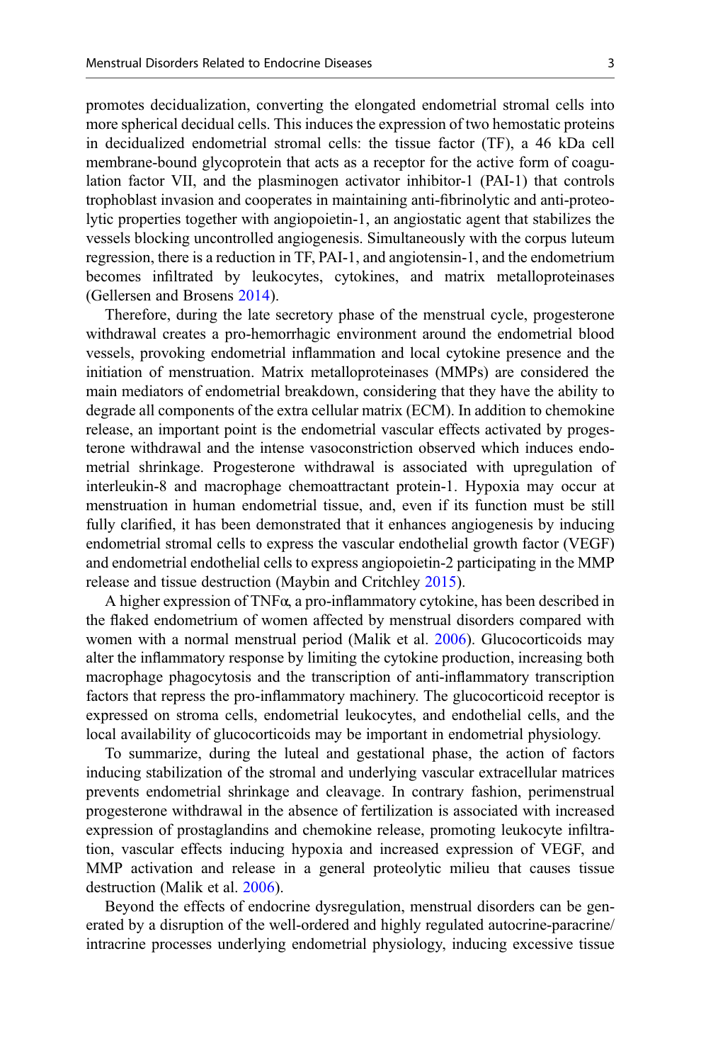promotes decidualization, converting the elongated endometrial stromal cells into more spherical decidual cells. This induces the expression of two hemostatic proteins in decidualized endometrial stromal cells: the tissue factor (TF), a 46 kDa cell membrane-bound glycoprotein that acts as a receptor for the active form of coagulation factor VII, and the plasminogen activator inhibitor-1 (PAI-1) that controls trophoblast invasion and cooperates in maintaining anti-fibrinolytic and anti-proteolytic properties together with angiopoietin-1, an angiostatic agent that stabilizes the vessels blocking uncontrolled angiogenesis. Simultaneously with the corpus luteum regression, there is a reduction in TF, PAI-1, and angiotensin-1, and the endometrium becomes infiltrated by leukocytes, cytokines, and matrix metalloproteinases (Gellersen and Brosens 2014).

Therefore, during the late secretory phase of the menstrual cycle, progesterone withdrawal creates a pro-hemorrhagic environment around the endometrial blood vessels, provoking endometrial inflammation and local cytokine presence and the initiation of menstruation. Matrix metalloproteinases (MMPs) are considered the main mediators of endometrial breakdown, considering that they have the ability to degrade all components of the extra cellular matrix (ECM). In addition to chemokine release, an important point is the endometrial vascular effects activated by progesterone withdrawal and the intense vasoconstriction observed which induces endometrial shrinkage. Progesterone withdrawal is associated with upregulation of interleukin-8 and macrophage chemoattractant protein-1. Hypoxia may occur at menstruation in human endometrial tissue, and, even if its function must be still fully clarified, it has been demonstrated that it enhances angiogenesis by inducing endometrial stromal cells to express the vascular endothelial growth factor (VEGF) and endometrial endothelial cells to express angiopoietin-2 participating in the MMP release and tissue destruction (Maybin and Critchley 2015).

A higher expression of TNFα, a pro-inflammatory cytokine, has been described in the flaked endometrium of women affected by menstrual disorders compared with women with a normal menstrual period (Malik et al. 2006). Glucocorticoids may alter the inflammatory response by limiting the cytokine production, increasing both macrophage phagocytosis and the transcription of anti-inflammatory transcription factors that repress the pro-inflammatory machinery. The glucocorticoid receptor is expressed on stroma cells, endometrial leukocytes, and endothelial cells, and the local availability of glucocorticoids may be important in endometrial physiology.

To summarize, during the luteal and gestational phase, the action of factors inducing stabilization of the stromal and underlying vascular extracellular matrices prevents endometrial shrinkage and cleavage. In contrary fashion, perimenstrual progesterone withdrawal in the absence of fertilization is associated with increased expression of prostaglandins and chemokine release, promoting leukocyte infiltration, vascular effects inducing hypoxia and increased expression of VEGF, and MMP activation and release in a general proteolytic milieu that causes tissue destruction (Malik et al. 2006).

Beyond the effects of endocrine dysregulation, menstrual disorders can be generated by a disruption of the well-ordered and highly regulated autocrine-paracrine/intracrine processes underlying endometrial physiology, inducing excessive tissue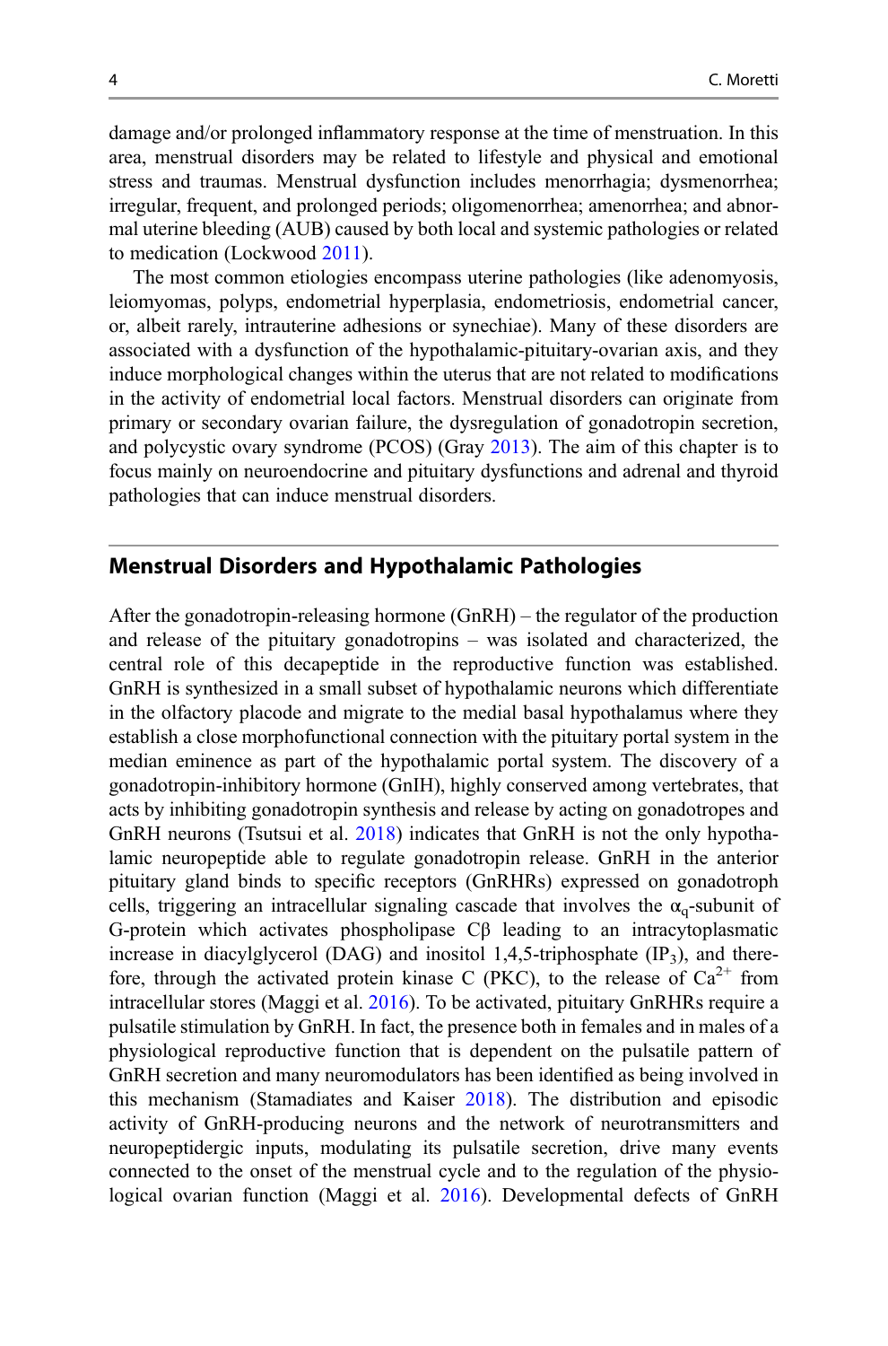damage and/or prolonged inflammatory response at the time of menstruation. In this area, menstrual disorders may be related to lifestyle and physical and emotional stress and traumas. Menstrual dysfunction includes menorrhagia; dysmenorrhea; irregular, frequent, and prolonged periods; oligomenorrhea; amenorrhea; and abnormal uterine bleeding (AUB) caused by both local and systemic pathologies or related to medication (Lockwood 2011).

The most common etiologies encompass uterine pathologies (like adenomyosis, leiomyomas, polyps, endometrial hyperplasia, endometriosis, endometrial cancer, or, albeit rarely, intrauterine adhesions or synechiae). Many of these disorders are associated with a dysfunction of the hypothalamic-pituitary-ovarian axis, and they induce morphological changes within the uterus that are not related to modifications in the activity of endometrial local factors. Menstrual disorders can originate from primary or secondary ovarian failure, the dysregulation of gonadotropin secretion, and polycystic ovary syndrome (PCOS) (Gray 2013). The aim of this chapter is to focus mainly on neuroendocrine and pituitary dysfunctions and adrenal and thyroid pathologies that can induce menstrual disorders.

## Menstrual Disorders and Hypothalamic Pathologies

After the gonadotropin-releasing hormone (GnRH) – the regulator of the production and release of the pituitary gonadotropins – was isolated and characterized, the central role of this decapeptide in the reproductive function was established. GnRH is synthesized in a small subset of hypothalamic neurons which differentiate in the olfactory placode and migrate to the medial basal hypothalamus where they establish a close morphofunctional connection with the pituitary portal system in the median eminence as part of the hypothalamic portal system. The discovery of a gonadotropin-inhibitory hormone (GnIH), highly conserved among vertebrates, that acts by inhibiting gonadotropin synthesis and release by acting on gonadotropes and GnRH neurons (Tsutsui et al. 2018) indicates that GnRH is not the only hypothalamic neuropeptide able to regulate gonadotropin release. GnRH in the anterior pituitary gland binds to specific receptors (GnRHRs) expressed on gonadotroph cells, triggering an intracellular signaling cascade that involves the $\alpha_q$-subunit of G-protein which activates phospholipase Cβ leading to an intracytoplasmatic increase in diacylglycerol (DAG) and inositol 1,4,5-triphosphate ($IP_3$), and therefore, through the activated protein kinase C (PKC), to the release of $Ca^{2+}$ from intracellular stores (Maggi et al. 2016). To be activated, pituitary GnRHRs require a pulsatile stimulation by GnRH. In fact, the presence both in females and in males of a physiological reproductive function that is dependent on the pulsatile pattern of GnRH secretion and many neuromodulators has been identified as being involved in this mechanism (Stamadiates and Kaiser 2018). The distribution and episodic activity of GnRH-producing neurons and the network of neurotransmitters and neuropeptidergic inputs, modulating its pulsatile secretion, drive many events connected to the onset of the menstrual cycle and to the regulation of the physiological ovarian function (Maggi et al. 2016). Developmental defects of GnRH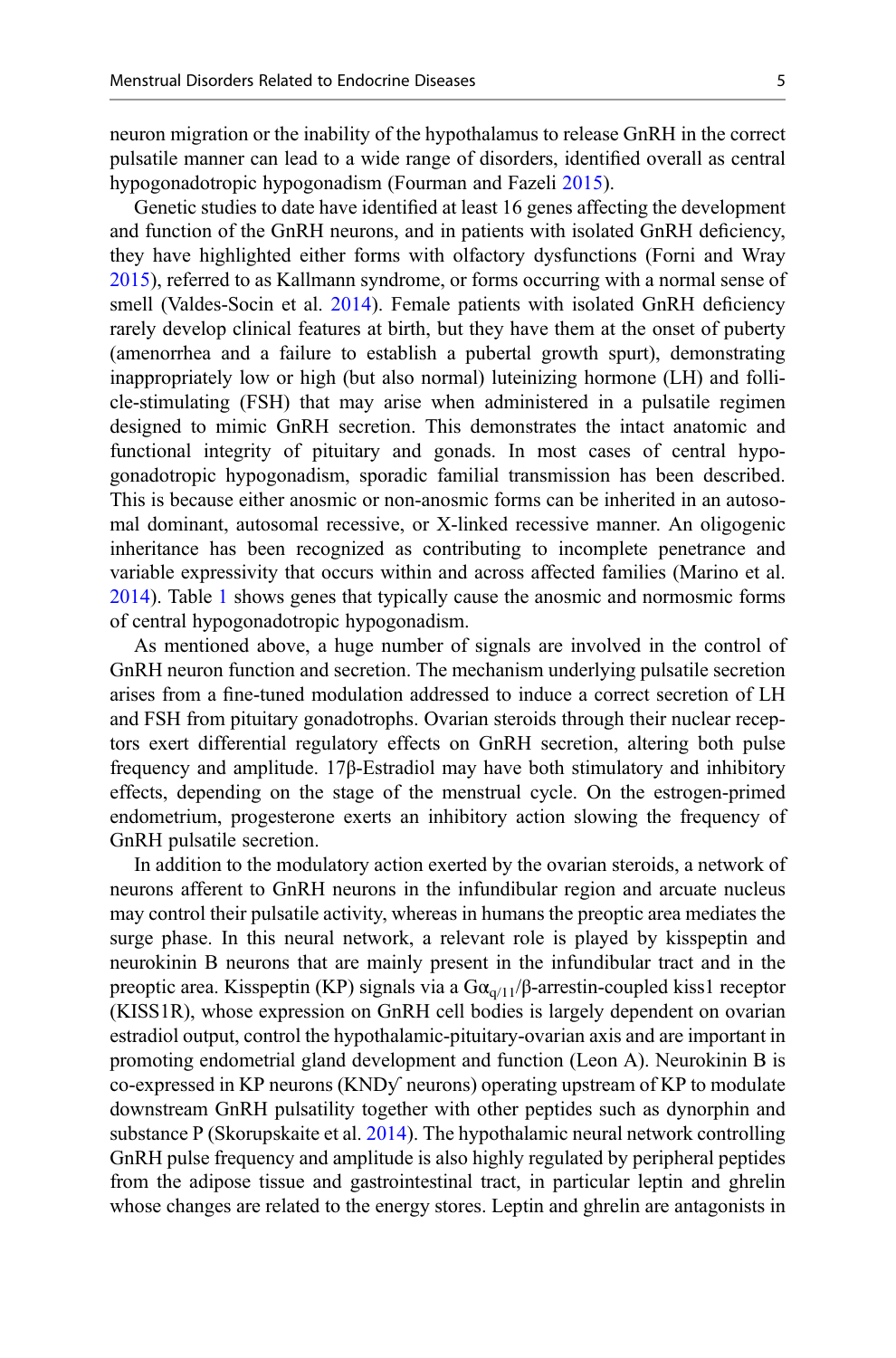neuron migration or the inability of the hypothalamus to release GnRH in the correct pulsatile manner can lead to a wide range of disorders, identified overall as central hypogonadotropic hypogonadism (Fourman and Fazeli 2015).

Genetic studies to date have identified at least 16 genes affecting the development and function of the GnRH neurons, and in patients with isolated GnRH deficiency, they have highlighted either forms with olfactory dysfunctions (Forni and Wray 2015), referred to as Kallmann syndrome, or forms occurring with a normal sense of smell (Valdes-Socin et al. 2014). Female patients with isolated GnRH deficiency rarely develop clinical features at birth, but they have them at the onset of puberty (amenorrhea and a failure to establish a pubertal growth spurt), demonstrating inappropriately low or high (but also normal) luteinizing hormone (LH) and follicle-stimulating (FSH) that may arise when administered in a pulsatile regimen designed to mimic GnRH secretion. This demonstrates the intact anatomic and functional integrity of pituitary and gonads. In most cases of central hypogonadotropic hypogonadism, sporadic familial transmission has been described. This is because either anosmic or non-anosmic forms can be inherited in an autosomal dominant, autosomal recessive, or X-linked recessive manner. An oligogenic inheritance has been recognized as contributing to incomplete penetrance and variable expressivity that occurs within and across affected families (Marino et al. 2014). Table 1 shows genes that typically cause the anosmic and normosmic forms of central hypogonadotropic hypogonadism.

As mentioned above, a huge number of signals are involved in the control of GnRH neuron function and secretion. The mechanism underlying pulsatile secretion arises from a fine-tuned modulation addressed to induce a correct secretion of LH and FSH from pituitary gonadotrophs. Ovarian steroids through their nuclear receptors exert differential regulatory effects on GnRH secretion, altering both pulse frequency and amplitude. 17β-Estradiol may have both stimulatory and inhibitory effects, depending on the stage of the menstrual cycle. On the estrogen-primed endometrium, progesterone exerts an inhibitory action slowing the frequency of GnRH pulsatile secretion.

In addition to the modulatory action exerted by the ovarian steroids, a network of neurons afferent to GnRH neurons in the infundibular region and arcuate nucleus may control their pulsatile activity, whereas in humans the preoptic area mediates the surge phase. In this neural network, a relevant role is played by kisspeptin and neurokinin B neurons that are mainly present in the infundibular tract and in the preoptic area. Kisspeptin (KP) signals via a $G\alpha_{q/11}$/β-arrestin-coupled kiss1 receptor (KISS1R), whose expression on GnRH cell bodies is largely dependent on ovarian estradiol output, control the hypothalamic-pituitary-ovarian axis and are important in promoting endometrial gland development and function (Leon A). Neurokinin B is co-expressed in KP neurons (KNDy neurons) operating upstream of KP to modulate downstream GnRH pulsatility together with other peptides such as dynorphin and substance P (Skorupskaite et al. 2014). The hypothalamic neural network controlling GnRH pulse frequency and amplitude is also highly regulated by peripheral peptides from the adipose tissue and gastrointestinal tract, in particular leptin and ghrelin whose changes are related to the energy stores. Leptin and ghrelin are antagonists in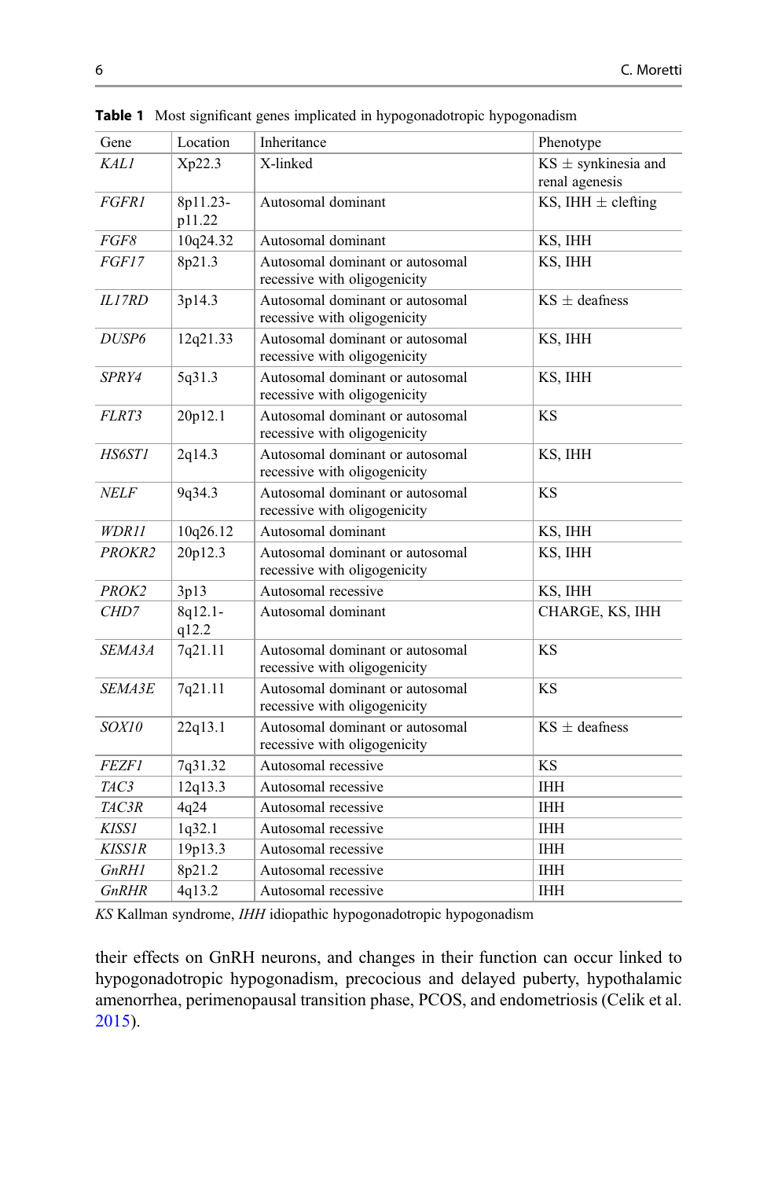**Table 1** Most significant genes implicated in hypogonadotropic hypogonadism

| Gene | Location | Inheritance | Phenotype |
|---|---|---|---|
| *KAL1* | Xp22.3 | X-linked | KS ± synkinesia and renal agenesis |
| *FGFR1* | 8p11.23-p11.22 | Autosomal dominant | KS, IHH ± clefting |
| *FGF8* | 10q24.32 | Autosomal dominant | KS, IHH |
| *FGF17* | 8p21.3 | Autosomal dominant or autosomal recessive with oligogenicity | KS, IHH |
| *IL17RD* | 3p14.3 | Autosomal dominant or autosomal recessive with oligogenicity | KS ± deafness |
| *DUSP6* | 12q21.33 | Autosomal dominant or autosomal recessive with oligogenicity | KS, IHH |
| *SPRY4* | 5q31.3 | Autosomal dominant or autosomal recessive with oligogenicity | KS, IHH |
| *FLRT3* | 20p12.1 | Autosomal dominant or autosomal recessive with oligogenicity | KS |
| *HS6ST1* | 2q14.3 | Autosomal dominant or autosomal recessive with oligogenicity | KS, IHH |
| *NELF* | 9q34.3 | Autosomal dominant or autosomal recessive with oligogenicity | KS |
| *WDR11* | 10q26.12 | Autosomal dominant | KS, IHH |
| *PROKR2* | 20p12.3 | Autosomal dominant or autosomal recessive with oligogenicity | KS, IHH |
| *PROK2* | 3p13 | Autosomal recessive | KS, IHH |
| *CHD7* | 8q12.1-q12.2 | Autosomal dominant | CHARGE, KS, IHH |
| *SEMA3A* | 7q21.11 | Autosomal dominant or autosomal recessive with oligogenicity | KS |
| *SEMA3E* | 7q21.11 | Autosomal dominant or autosomal recessive with oligogenicity | KS |
| *SOX10* | 22q13.1 | Autosomal dominant or autosomal recessive with oligogenicity | KS ± deafness |
| *FEZF1* | 7q31.32 | Autosomal recessive | KS |
| *TAC3* | 12q13.3 | Autosomal recessive | IHH |
| *TAC3R* | 4q24 | Autosomal recessive | IHH |
| *KISS1* | 1q32.1 | Autosomal recessive | IHH |
| *KISS1R* | 19p13.3 | Autosomal recessive | IHH |
| *GnRH1* | 8p21.2 | Autosomal recessive | IHH |
| *GnRHR* | 4q13.2 | Autosomal recessive | IHH |

*KS* Kallman syndrome, *IHH* idiopathic hypogonadotropic hypogonadism

their effects on GnRH neurons, and changes in their function can occur linked to hypogonadotropic hypogonadism, precocious and delayed puberty, hypothalamic amenorrhea, perimenopausal transition phase, PCOS, and endometriosis (Celik et al. 2015).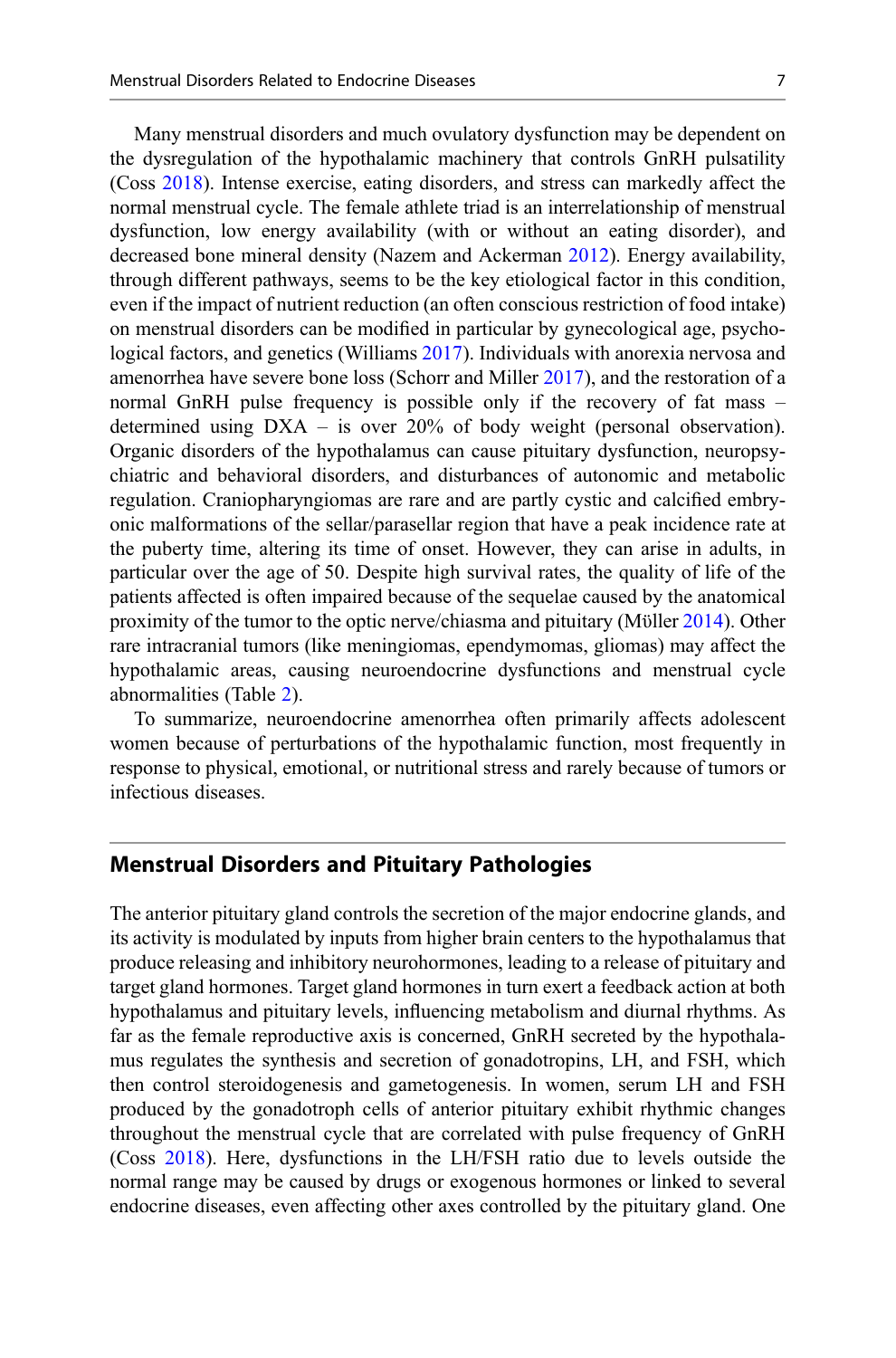Many menstrual disorders and much ovulatory dysfunction may be dependent on the dysregulation of the hypothalamic machinery that controls GnRH pulsatility (Coss 2018). Intense exercise, eating disorders, and stress can markedly affect the normal menstrual cycle. The female athlete triad is an interrelationship of menstrual dysfunction, low energy availability (with or without an eating disorder), and decreased bone mineral density (Nazem and Ackerman 2012). Energy availability, through different pathways, seems to be the key etiological factor in this condition, even if the impact of nutrient reduction (an often conscious restriction of food intake) on menstrual disorders can be modified in particular by gynecological age, psychological factors, and genetics (Williams 2017). Individuals with anorexia nervosa and amenorrhea have severe bone loss (Schorr and Miller 2017), and the restoration of a normal GnRH pulse frequency is possible only if the recovery of fat mass – determined using DXA – is over 20% of body weight (personal observation). Organic disorders of the hypothalamus can cause pituitary dysfunction, neuropsychiatric and behavioral disorders, and disturbances of autonomic and metabolic regulation. Craniopharyngiomas are rare and are partly cystic and calcified embryonic malformations of the sellar/parasellar region that have a peak incidence rate at the puberty time, altering its time of onset. However, they can arise in adults, in particular over the age of 50. Despite high survival rates, the quality of life of the patients affected is often impaired because of the sequelae caused by the anatomical proximity of the tumor to the optic nerve/chiasma and pituitary (Möller 2014). Other rare intracranial tumors (like meningiomas, ependymomas, gliomas) may affect the hypothalamic areas, causing neuroendocrine dysfunctions and menstrual cycle abnormalities (Table 2).

To summarize, neuroendocrine amenorrhea often primarily affects adolescent women because of perturbations of the hypothalamic function, most frequently in response to physical, emotional, or nutritional stress and rarely because of tumors or infectious diseases.

## Menstrual Disorders and Pituitary Pathologies

The anterior pituitary gland controls the secretion of the major endocrine glands, and its activity is modulated by inputs from higher brain centers to the hypothalamus that produce releasing and inhibitory neurohormones, leading to a release of pituitary and target gland hormones. Target gland hormones in turn exert a feedback action at both hypothalamus and pituitary levels, influencing metabolism and diurnal rhythms. As far as the female reproductive axis is concerned, GnRH secreted by the hypothalamus regulates the synthesis and secretion of gonadotropins, LH, and FSH, which then control steroidogenesis and gametogenesis. In women, serum LH and FSH produced by the gonadotroph cells of anterior pituitary exhibit rhythmic changes throughout the menstrual cycle that are correlated with pulse frequency of GnRH (Coss 2018). Here, dysfunctions in the LH/FSH ratio due to levels outside the normal range may be caused by drugs or exogenous hormones or linked to several endocrine diseases, even affecting other axes controlled by the pituitary gland. One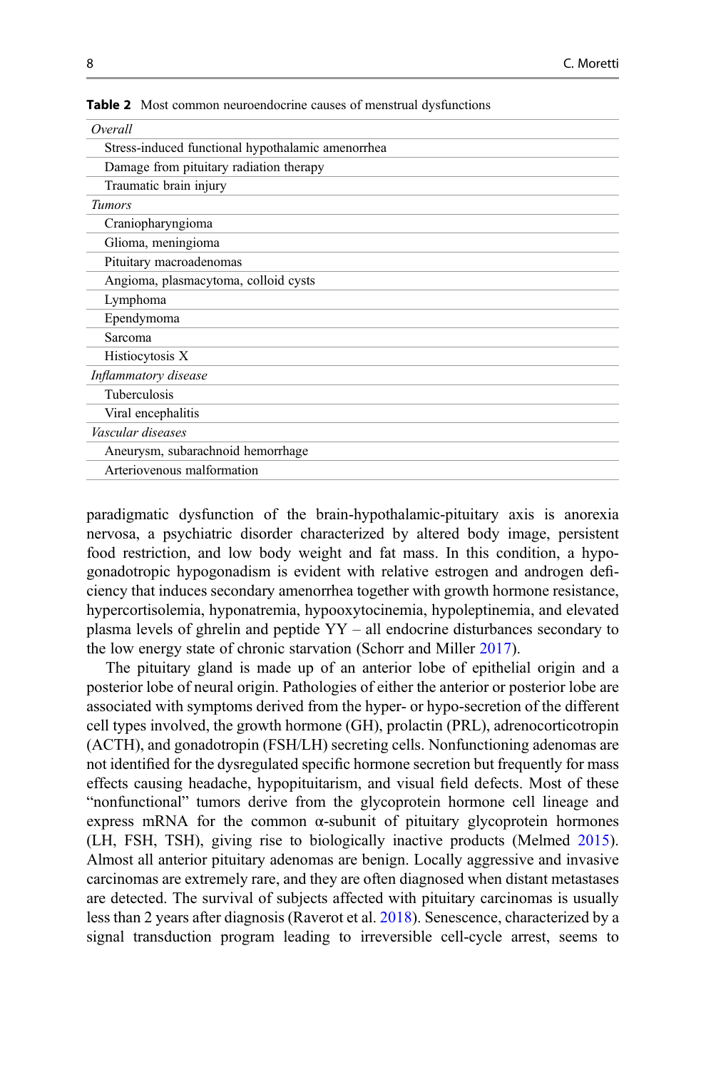**Table 2** Most common neuroendocrine causes of menstrual dysfunctions

| |
|---|
| *Overall* |
| Stress-induced functional hypothalamic amenorrhea |
| Damage from pituitary radiation therapy |
| Traumatic brain injury |
| *Tumors* |
| Craniopharyngioma |
| Glioma, meningioma |
| Pituitary macroadenomas |
| Angioma, plasmacytoma, colloid cysts |
| Lymphoma |
| Ependymoma |
| Sarcoma |
| Histiocytosis X |
| *Inflammatory disease* |
| Tuberculosis |
| Viral encephalitis |
| *Vascular diseases* |
| Aneurysm, subarachnoid hemorrhage |
| Arteriovenous malformation |

paradigmatic dysfunction of the brain-hypothalamic-pituitary axis is anorexia nervosa, a psychiatric disorder characterized by altered body image, persistent food restriction, and low body weight and fat mass. In this condition, a hypogonadotropic hypogonadism is evident with relative estrogen and androgen deficiency that induces secondary amenorrhea together with growth hormone resistance, hypercortisolemia, hyponatremia, hypooxytocinemia, hypoleptinemia, and elevated plasma levels of ghrelin and peptide YY – all endocrine disturbances secondary to the low energy state of chronic starvation (Schorr and Miller 2017).

The pituitary gland is made up of an anterior lobe of epithelial origin and a posterior lobe of neural origin. Pathologies of either the anterior or posterior lobe are associated with symptoms derived from the hyper- or hypo-secretion of the different cell types involved, the growth hormone (GH), prolactin (PRL), adrenocorticotropin (ACTH), and gonadotropin (FSH/LH) secreting cells. Nonfunctioning adenomas are not identified for the dysregulated specific hormone secretion but frequently for mass effects causing headache, hypopituitarism, and visual field defects. Most of these "nonfunctional" tumors derive from the glycoprotein hormone cell lineage and express mRNA for the common α-subunit of pituitary glycoprotein hormones (LH, FSH, TSH), giving rise to biologically inactive products (Melmed 2015). Almost all anterior pituitary adenomas are benign. Locally aggressive and invasive carcinomas are extremely rare, and they are often diagnosed when distant metastases are detected. The survival of subjects affected with pituitary carcinomas is usually less than 2 years after diagnosis (Raverot et al. 2018). Senescence, characterized by a signal transduction program leading to irreversible cell-cycle arrest, seems to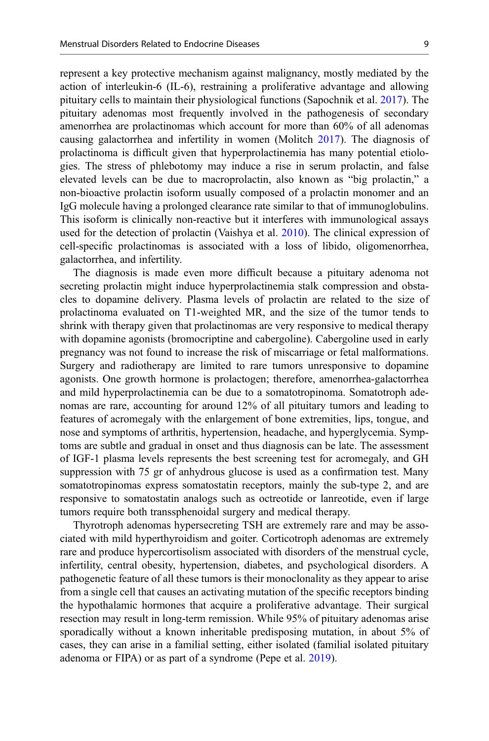represent a key protective mechanism against malignancy, mostly mediated by the action of interleukin-6 (IL-6), restraining a proliferative advantage and allowing pituitary cells to maintain their physiological functions (Sapochnik et al. 2017). The pituitary adenomas most frequently involved in the pathogenesis of secondary amenorrhea are prolactinomas which account for more than 60% of all adenomas causing galactorrhea and infertility in women (Molitch 2017). The diagnosis of prolactinoma is difficult given that hyperprolactinemia has many potential etiologies. The stress of phlebotomy may induce a rise in serum prolactin, and false elevated levels can be due to macroprolactin, also known as "big prolactin," a non-bioactive prolactin isoform usually composed of a prolactin monomer and an IgG molecule having a prolonged clearance rate similar to that of immunoglobulins. This isoform is clinically non-reactive but it interferes with immunological assays used for the detection of prolactin (Vaishya et al. 2010). The clinical expression of cell-specific prolactinomas is associated with a loss of libido, oligomenorrhea, galactorrhea, and infertility.

The diagnosis is made even more difficult because a pituitary adenoma not secreting prolactin might induce hyperprolactinemia stalk compression and obstacles to dopamine delivery. Plasma levels of prolactin are related to the size of prolactinoma evaluated on T1-weighted MR, and the size of the tumor tends to shrink with therapy given that prolactinomas are very responsive to medical therapy with dopamine agonists (bromocriptine and cabergoline). Cabergoline used in early pregnancy was not found to increase the risk of miscarriage or fetal malformations. Surgery and radiotherapy are limited to rare tumors unresponsive to dopamine agonists. One growth hormone is prolactogen; therefore, amenorrhea-galactorrhea and mild hyperprolactinemia can be due to a somatotropinoma. Somatotroph adenomas are rare, accounting for around 12% of all pituitary tumors and leading to features of acromegaly with the enlargement of bone extremities, lips, tongue, and nose and symptoms of arthritis, hypertension, headache, and hyperglycemia. Symptoms are subtle and gradual in onset and thus diagnosis can be late. The assessment of IGF-1 plasma levels represents the best screening test for acromegaly, and GH suppression with 75 gr of anhydrous glucose is used as a confirmation test. Many somatotropinomas express somatostatin receptors, mainly the sub-type 2, and are responsive to somatostatin analogs such as octreotide or lanreotide, even if large tumors require both transsphenoidal surgery and medical therapy.

Thyrotroph adenomas hypersecreting TSH are extremely rare and may be associated with mild hyperthyroidism and goiter. Corticotroph adenomas are extremely rare and produce hypercortisolism associated with disorders of the menstrual cycle, infertility, central obesity, hypertension, diabetes, and psychological disorders. A pathogenetic feature of all these tumors is their monoclonality as they appear to arise from a single cell that causes an activating mutation of the specific receptors binding the hypothalamic hormones that acquire a proliferative advantage. Their surgical resection may result in long-term remission. While 95% of pituitary adenomas arise sporadically without a known inheritable predisposing mutation, in about 5% of cases, they can arise in a familial setting, either isolated (familial isolated pituitary adenoma or FIPA) or as part of a syndrome (Pepe et al. 2019).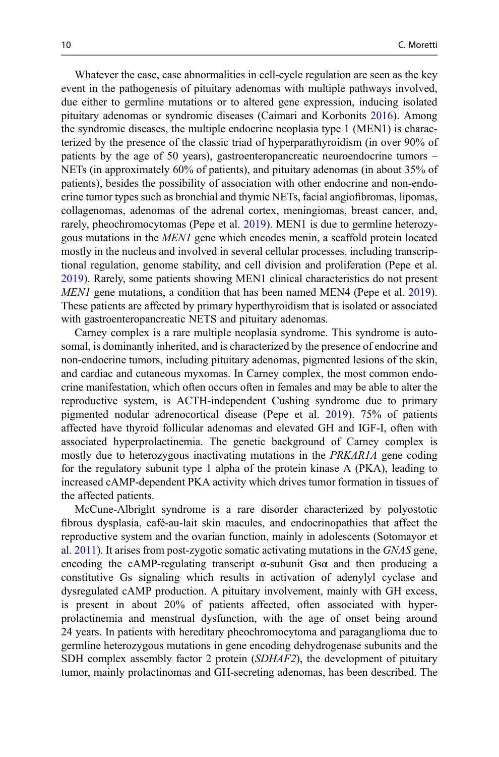Whatever the case, case abnormalities in cell-cycle regulation are seen as the key event in the pathogenesis of pituitary adenomas with multiple pathways involved, due either to germline mutations or to altered gene expression, inducing isolated pituitary adenomas or syndromic diseases (Caimari and Korbonits 2016). Among the syndromic diseases, the multiple endocrine neoplasia type 1 (MEN1) is characterized by the presence of the classic triad of hyperparathyroidism (in over 90% of patients by the age of 50 years), gastroenteropancreatic neuroendocrine tumors – NETs (in approximately 60% of patients), and pituitary adenomas (in about 35% of patients), besides the possibility of association with other endocrine and non-endocrine tumor types such as bronchial and thymic NETs, facial angiofibromas, lipomas, collagenomas, adenomas of the adrenal cortex, meningiomas, breast cancer, and, rarely, pheochromocytomas (Pepe et al. 2019). MEN1 is due to germline heterozygous mutations in the *MEN1* gene which encodes menin, a scaffold protein located mostly in the nucleus and involved in several cellular processes, including transcriptional regulation, genome stability, and cell division and proliferation (Pepe et al. 2019). Rarely, some patients showing MEN1 clinical characteristics do not present *MEN1* gene mutations, a condition that has been named MEN4 (Pepe et al. 2019). These patients are affected by primary hyperthyroidism that is isolated or associated with gastroenteropancreatic NETS and pituitary adenomas.

Carney complex is a rare multiple neoplasia syndrome. This syndrome is autosomal, is dominantly inherited, and is characterized by the presence of endocrine and non-endocrine tumors, including pituitary adenomas, pigmented lesions of the skin, and cardiac and cutaneous myxomas. In Carney complex, the most common endocrine manifestation, which often occurs often in females and may be able to alter the reproductive system, is ACTH-independent Cushing syndrome due to primary pigmented nodular adrenocortical disease (Pepe et al. 2019). 75% of patients affected have thyroid follicular adenomas and elevated GH and IGF-I, often with associated hyperprolactinemia. The genetic background of Carney complex is mostly due to heterozygous inactivating mutations in the *PRKAR1A* gene coding for the regulatory subunit type 1 alpha of the protein kinase A (PKA), leading to increased cAMP-dependent PKA activity which drives tumor formation in tissues of the affected patients.

McCune-Albright syndrome is a rare disorder characterized by polyostotic fibrous dysplasia, café-au-lait skin macules, and endocrinopathies that affect the reproductive system and the ovarian function, mainly in adolescents (Sotomayor et al. 2011). It arises from post-zygotic somatic activating mutations in the *GNAS* gene, encoding the cAMP-regulating transcript α-subunit Gsα and then producing a constitutive Gs signaling which results in activation of adenylyl cyclase and dysregulated cAMP production. A pituitary involvement, mainly with GH excess, is present in about 20% of patients affected, often associated with hyperprolactinemia and menstrual dysfunction, with the age of onset being around 24 years. In patients with hereditary pheochromocytoma and paraganglioma due to germline heterozygous mutations in gene encoding dehydrogenase subunits and the SDH complex assembly factor 2 protein (*SDHAF2*), the development of pituitary tumor, mainly prolactinomas and GH-secreting adenomas, has been described. The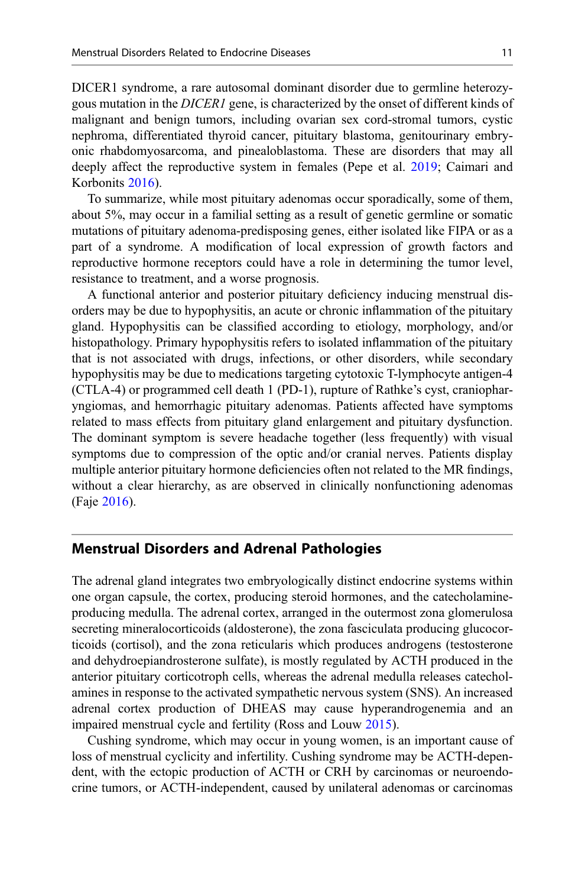DICER1 syndrome, a rare autosomal dominant disorder due to germline heterozygous mutation in the *DICER1* gene, is characterized by the onset of different kinds of malignant and benign tumors, including ovarian sex cord-stromal tumors, cystic nephroma, differentiated thyroid cancer, pituitary blastoma, genitourinary embryonic rhabdomyosarcoma, and pinealoblastoma. These are disorders that may all deeply affect the reproductive system in females (Pepe et al. 2019; Caimari and Korbonits 2016).

To summarize, while most pituitary adenomas occur sporadically, some of them, about 5%, may occur in a familial setting as a result of genetic germline or somatic mutations of pituitary adenoma-predisposing genes, either isolated like FIPA or as a part of a syndrome. A modification of local expression of growth factors and reproductive hormone receptors could have a role in determining the tumor level, resistance to treatment, and a worse prognosis.

A functional anterior and posterior pituitary deficiency inducing menstrual disorders may be due to hypophysitis, an acute or chronic inflammation of the pituitary gland. Hypophysitis can be classified according to etiology, morphology, and/or histopathology. Primary hypophysitis refers to isolated inflammation of the pituitary that is not associated with drugs, infections, or other disorders, while secondary hypophysitis may be due to medications targeting cytotoxic T-lymphocyte antigen-4 (CTLA-4) or programmed cell death 1 (PD-1), rupture of Rathke's cyst, craniopharyngiomas, and hemorrhagic pituitary adenomas. Patients affected have symptoms related to mass effects from pituitary gland enlargement and pituitary dysfunction. The dominant symptom is severe headache together (less frequently) with visual symptoms due to compression of the optic and/or cranial nerves. Patients display multiple anterior pituitary hormone deficiencies often not related to the MR findings, without a clear hierarchy, as are observed in clinically nonfunctioning adenomas (Faje 2016).

## Menstrual Disorders and Adrenal Pathologies

The adrenal gland integrates two embryologically distinct endocrine systems within one organ capsule, the cortex, producing steroid hormones, and the catecholamine-producing medulla. The adrenal cortex, arranged in the outermost zona glomerulosa secreting mineralocorticoids (aldosterone), the zona fasciculata producing glucocorticoids (cortisol), and the zona reticularis which produces androgens (testosterone and dehydroepiandrosterone sulfate), is mostly regulated by ACTH produced in the anterior pituitary corticotroph cells, whereas the adrenal medulla releases catecholamines in response to the activated sympathetic nervous system (SNS). An increased adrenal cortex production of DHEAS may cause hyperandrogenemia and an impaired menstrual cycle and fertility (Ross and Louw 2015).

Cushing syndrome, which may occur in young women, is an important cause of loss of menstrual cyclicity and infertility. Cushing syndrome may be ACTH-dependent, with the ectopic production of ACTH or CRH by carcinomas or neuroendocrine tumors, or ACTH-independent, caused by unilateral adenomas or carcinomas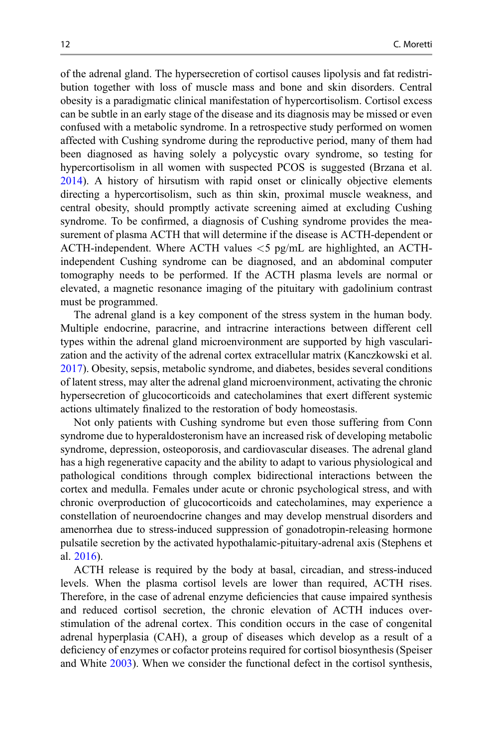of the adrenal gland. The hypersecretion of cortisol causes lipolysis and fat redistribution together with loss of muscle mass and bone and skin disorders. Central obesity is a paradigmatic clinical manifestation of hypercortisolism. Cortisol excess can be subtle in an early stage of the disease and its diagnosis may be missed or even confused with a metabolic syndrome. In a retrospective study performed on women affected with Cushing syndrome during the reproductive period, many of them had been diagnosed as having solely a polycystic ovary syndrome, so testing for hypercortisolism in all women with suspected PCOS is suggested (Brzana et al. 2014). A history of hirsutism with rapid onset or clinically objective elements directing a hypercortisolism, such as thin skin, proximal muscle weakness, and central obesity, should promptly activate screening aimed at excluding Cushing syndrome. To be confirmed, a diagnosis of Cushing syndrome provides the measurement of plasma ACTH that will determine if the disease is ACTH-dependent or ACTH-independent. Where ACTH values <5 pg/mL are highlighted, an ACTH-independent Cushing syndrome can be diagnosed, and an abdominal computer tomography needs to be performed. If the ACTH plasma levels are normal or elevated, a magnetic resonance imaging of the pituitary with gadolinium contrast must be programmed.

The adrenal gland is a key component of the stress system in the human body. Multiple endocrine, paracrine, and intracrine interactions between different cell types within the adrenal gland microenvironment are supported by high vascularization and the activity of the adrenal cortex extracellular matrix (Kanczkowski et al. 2017). Obesity, sepsis, metabolic syndrome, and diabetes, besides several conditions of latent stress, may alter the adrenal gland microenvironment, activating the chronic hypersecretion of glucocorticoids and catecholamines that exert different systemic actions ultimately finalized to the restoration of body homeostasis.

Not only patients with Cushing syndrome but even those suffering from Conn syndrome due to hyperaldosteronism have an increased risk of developing metabolic syndrome, depression, osteoporosis, and cardiovascular diseases. The adrenal gland has a high regenerative capacity and the ability to adapt to various physiological and pathological conditions through complex bidirectional interactions between the cortex and medulla. Females under acute or chronic psychological stress, and with chronic overproduction of glucocorticoids and catecholamines, may experience a constellation of neuroendocrine changes and may develop menstrual disorders and amenorrhea due to stress-induced suppression of gonadotropin-releasing hormone pulsatile secretion by the activated hypothalamic-pituitary-adrenal axis (Stephens et al. 2016).

ACTH release is required by the body at basal, circadian, and stress-induced levels. When the plasma cortisol levels are lower than required, ACTH rises. Therefore, in the case of adrenal enzyme deficiencies that cause impaired synthesis and reduced cortisol secretion, the chronic elevation of ACTH induces overstimulation of the adrenal cortex. This condition occurs in the case of congenital adrenal hyperplasia (CAH), a group of diseases which develop as a result of a deficiency of enzymes or cofactor proteins required for cortisol biosynthesis (Speiser and White 2003). When we consider the functional defect in the cortisol synthesis,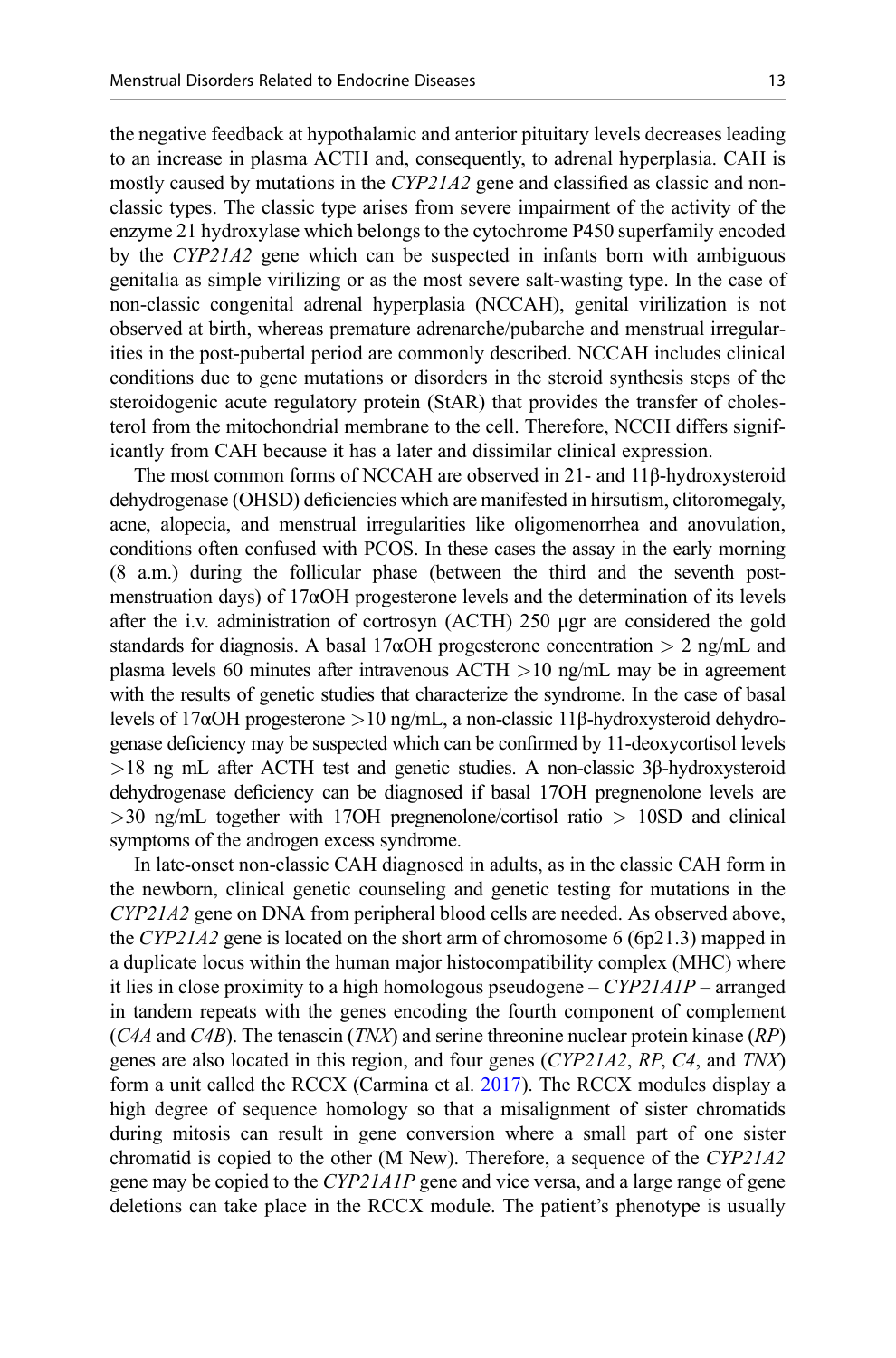the negative feedback at hypothalamic and anterior pituitary levels decreases leading to an increase in plasma ACTH and, consequently, to adrenal hyperplasia. CAH is mostly caused by mutations in the *CYP21A2* gene and classified as classic and non-classic types. The classic type arises from severe impairment of the activity of the enzyme 21 hydroxylase which belongs to the cytochrome P450 superfamily encoded by the *CYP21A2* gene which can be suspected in infants born with ambiguous genitalia as simple virilizing or as the most severe salt-wasting type. In the case of non-classic congenital adrenal hyperplasia (NCCAH), genital virilization is not observed at birth, whereas premature adrenarche/pubarche and menstrual irregularities in the post-pubertal period are commonly described. NCCAH includes clinical conditions due to gene mutations or disorders in the steroid synthesis steps of the steroidogenic acute regulatory protein (StAR) that provides the transfer of cholesterol from the mitochondrial membrane to the cell. Therefore, NCCH differs significantly from CAH because it has a later and dissimilar clinical expression.

The most common forms of NCCAH are observed in 21- and 11β-hydroxysteroid dehydrogenase (OHSD) deficiencies which are manifested in hirsutism, clitoromegaly, acne, alopecia, and menstrual irregularities like oligomenorrhea and anovulation, conditions often confused with PCOS. In these cases the assay in the early morning (8 a.m.) during the follicular phase (between the third and the seventh post-menstruation days) of 17αOH progesterone levels and the determination of its levels after the i.v. administration of cortrosyn (ACTH) 250 μgr are considered the gold standards for diagnosis. A basal 17αOH progesterone concentration $> 2$ ng/mL and plasma levels 60 minutes after intravenous ACTH $>10$ ng/mL may be in agreement with the results of genetic studies that characterize the syndrome. In the case of basal levels of 17αOH progesterone $>10$ ng/mL, a non-classic 11β-hydroxysteroid dehydrogenase deficiency may be suspected which can be confirmed by 11-deoxycortisol levels $>18$ ng mL after ACTH test and genetic studies. A non-classic 3β-hydroxysteroid dehydrogenase deficiency can be diagnosed if basal 17OH pregnenolone levels are $>30$ ng/mL together with 17OH pregnenolone/cortisol ratio $> 10$SD and clinical symptoms of the androgen excess syndrome.

In late-onset non-classic CAH diagnosed in adults, as in the classic CAH form in the newborn, clinical genetic counseling and genetic testing for mutations in the *CYP21A2* gene on DNA from peripheral blood cells are needed. As observed above, the *CYP21A2* gene is located on the short arm of chromosome 6 (6p21.3) mapped in a duplicate locus within the human major histocompatibility complex (MHC) where it lies in close proximity to a high homologous pseudogene – *CYP21A1P* – arranged in tandem repeats with the genes encoding the fourth component of complement (*C4A* and *C4B*). The tenascin (*TNX*) and serine threonine nuclear protein kinase (*RP*) genes are also located in this region, and four genes (*CYP21A2*, *RP*, *C4*, and *TNX*) form a unit called the RCCX (Carmina et al. 2017). The RCCX modules display a high degree of sequence homology so that a misalignment of sister chromatids during mitosis can result in gene conversion where a small part of one sister chromatid is copied to the other (M New). Therefore, a sequence of the *CYP21A2* gene may be copied to the *CYP21A1P* gene and vice versa, and a large range of gene deletions can take place in the RCCX module. The patient's phenotype is usually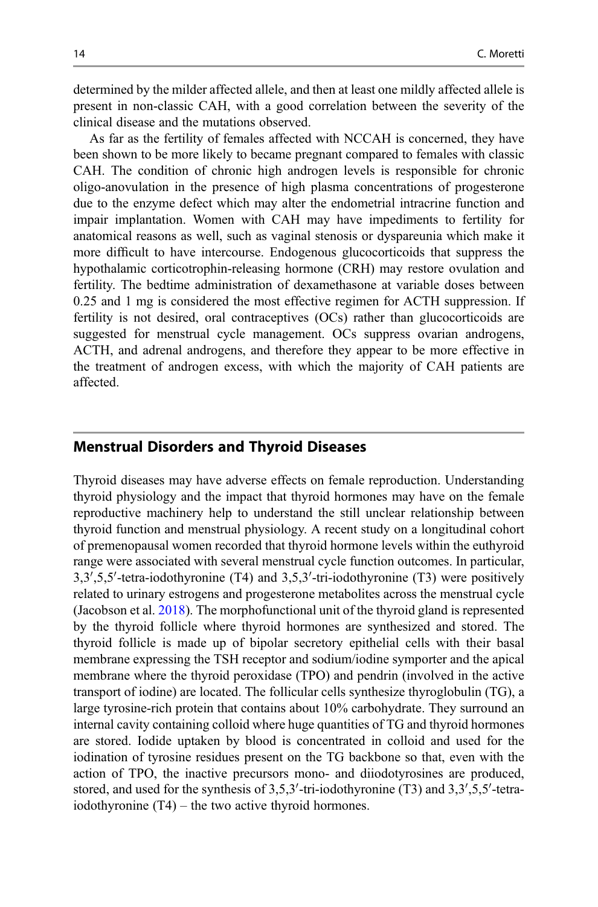determined by the milder affected allele, and then at least one mildly affected allele is present in non-classic CAH, with a good correlation between the severity of the clinical disease and the mutations observed.

As far as the fertility of females affected with NCCAH is concerned, they have been shown to be more likely to became pregnant compared to females with classic CAH. The condition of chronic high androgen levels is responsible for chronic oligo-anovulation in the presence of high plasma concentrations of progesterone due to the enzyme defect which may alter the endometrial intracrine function and impair implantation. Women with CAH may have impediments to fertility for anatomical reasons as well, such as vaginal stenosis or dyspareunia which make it more difficult to have intercourse. Endogenous glucocorticoids that suppress the hypothalamic corticotrophin-releasing hormone (CRH) may restore ovulation and fertility. The bedtime administration of dexamethasone at variable doses between 0.25 and 1 mg is considered the most effective regimen for ACTH suppression. If fertility is not desired, oral contraceptives (OCs) rather than glucocorticoids are suggested for menstrual cycle management. OCs suppress ovarian androgens, ACTH, and adrenal androgens, and therefore they appear to be more effective in the treatment of androgen excess, with which the majority of CAH patients are affected.

## Menstrual Disorders and Thyroid Diseases

Thyroid diseases may have adverse effects on female reproduction. Understanding thyroid physiology and the impact that thyroid hormones may have on the female reproductive machinery help to understand the still unclear relationship between thyroid function and menstrual physiology. A recent study on a longitudinal cohort of premenopausal women recorded that thyroid hormone levels within the euthyroid range were associated with several menstrual cycle function outcomes. In particular, 3,3′,5,5′-tetra-iodothyronine (T4) and 3,5,3′-tri-iodothyronine (T3) were positively related to urinary estrogens and progesterone metabolites across the menstrual cycle (Jacobson et al. 2018). The morphofunctional unit of the thyroid gland is represented by the thyroid follicle where thyroid hormones are synthesized and stored. The thyroid follicle is made up of bipolar secretory epithelial cells with their basal membrane expressing the TSH receptor and sodium/iodine symporter and the apical membrane where the thyroid peroxidase (TPO) and pendrin (involved in the active transport of iodine) are located. The follicular cells synthesize thyroglobulin (TG), a large tyrosine-rich protein that contains about 10% carbohydrate. They surround an internal cavity containing colloid where huge quantities of TG and thyroid hormones are stored. Iodide uptaken by blood is concentrated in colloid and used for the iodination of tyrosine residues present on the TG backbone so that, even with the action of TPO, the inactive precursors mono- and diiodotyrosines are produced, stored, and used for the synthesis of 3,5,3′-tri-iodothyronine (T3) and 3,3′,5,5′-tetra-iodothyronine (T4) – the two active thyroid hormones.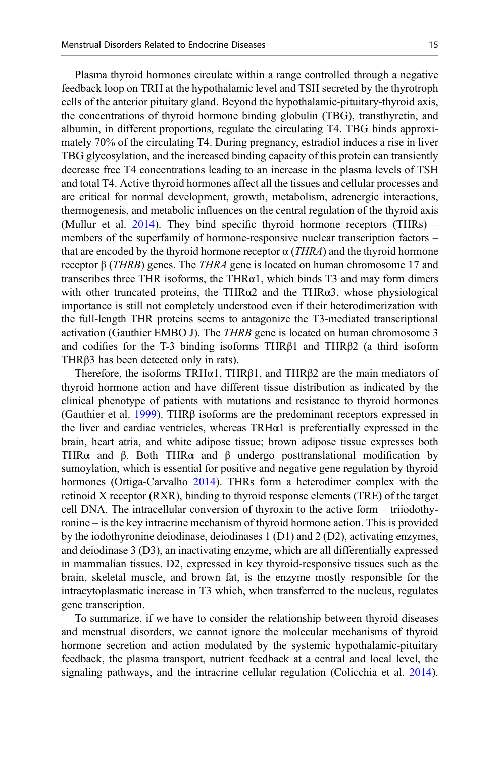Plasma thyroid hormones circulate within a range controlled through a negative feedback loop on TRH at the hypothalamic level and TSH secreted by the thyrotroph cells of the anterior pituitary gland. Beyond the hypothalamic-pituitary-thyroid axis, the concentrations of thyroid hormone binding globulin (TBG), transthyretin, and albumin, in different proportions, regulate the circulating T4. TBG binds approximately 70% of the circulating T4. During pregnancy, estradiol induces a rise in liver TBG glycosylation, and the increased binding capacity of this protein can transiently decrease free T4 concentrations leading to an increase in the plasma levels of TSH and total T4. Active thyroid hormones affect all the tissues and cellular processes and are critical for normal development, growth, metabolism, adrenergic interactions, thermogenesis, and metabolic influences on the central regulation of the thyroid axis (Mullur et al. 2014). They bind specific thyroid hormone receptors (THRs) – members of the superfamily of hormone-responsive nuclear transcription factors – that are encoded by the thyroid hormone receptor α (*THRA*) and the thyroid hormone receptor β (*THRB*) genes. The *THRA* gene is located on human chromosome 17 and transcribes three THR isoforms, the THRα1, which binds T3 and may form dimers with other truncated proteins, the THRα2 and the THRα3, whose physiological importance is still not completely understood even if their heterodimerization with the full-length THR proteins seems to antagonize the T3-mediated transcriptional activation (Gauthier EMBO J). The *THRB* gene is located on human chromosome 3 and codifies for the T-3 binding isoforms THRβ1 and THRβ2 (a third isoform THRβ3 has been detected only in rats).

Therefore, the isoforms TRHα1, THRβ1, and THRβ2 are the main mediators of thyroid hormone action and have different tissue distribution as indicated by the clinical phenotype of patients with mutations and resistance to thyroid hormones (Gauthier et al. 1999). THRβ isoforms are the predominant receptors expressed in the liver and cardiac ventricles, whereas TRHα1 is preferentially expressed in the brain, heart atria, and white adipose tissue; brown adipose tissue expresses both THRα and β. Both THRα and β undergo posttranslational modification by sumoylation, which is essential for positive and negative gene regulation by thyroid hormones (Ortiga-Carvalho 2014). THRs form a heterodimer complex with the retinoid X receptor (RXR), binding to thyroid response elements (TRE) of the target cell DNA. The intracellular conversion of thyroxin to the active form – triiodothyronine – is the key intracrine mechanism of thyroid hormone action. This is provided by the iodothyronine deiodinase, deiodinases 1 (D1) and 2 (D2), activating enzymes, and deiodinase 3 (D3), an inactivating enzyme, which are all differentially expressed in mammalian tissues. D2, expressed in key thyroid-responsive tissues such as the brain, skeletal muscle, and brown fat, is the enzyme mostly responsible for the intracytoplasmatic increase in T3 which, when transferred to the nucleus, regulates gene transcription.

To summarize, if we have to consider the relationship between thyroid diseases and menstrual disorders, we cannot ignore the molecular mechanisms of thyroid hormone secretion and action modulated by the systemic hypothalamic-pituitary feedback, the plasma transport, nutrient feedback at a central and local level, the signaling pathways, and the intracrine cellular regulation (Colicchia et al. 2014).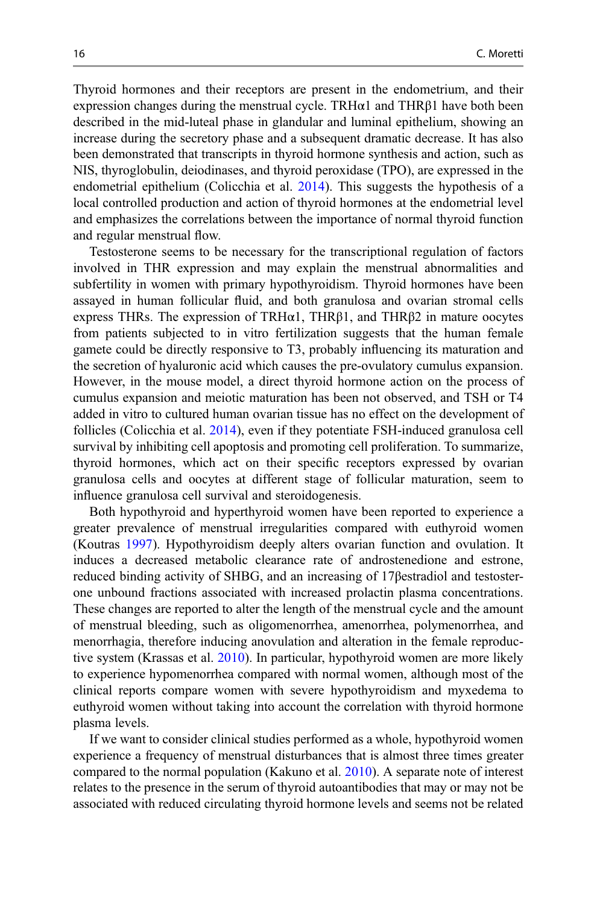Thyroid hormones and their receptors are present in the endometrium, and their expression changes during the menstrual cycle. TRHα1 and THRβ1 have both been described in the mid-luteal phase in glandular and luminal epithelium, showing an increase during the secretory phase and a subsequent dramatic decrease. It has also been demonstrated that transcripts in thyroid hormone synthesis and action, such as NIS, thyroglobulin, deiodinases, and thyroid peroxidase (TPO), are expressed in the endometrial epithelium (Colicchia et al. 2014). This suggests the hypothesis of a local controlled production and action of thyroid hormones at the endometrial level and emphasizes the correlations between the importance of normal thyroid function and regular menstrual flow.

Testosterone seems to be necessary for the transcriptional regulation of factors involved in THR expression and may explain the menstrual abnormalities and subfertility in women with primary hypothyroidism. Thyroid hormones have been assayed in human follicular fluid, and both granulosa and ovarian stromal cells express THRs. The expression of TRHα1, THRβ1, and THRβ2 in mature oocytes from patients subjected to in vitro fertilization suggests that the human female gamete could be directly responsive to T3, probably influencing its maturation and the secretion of hyaluronic acid which causes the pre-ovulatory cumulus expansion. However, in the mouse model, a direct thyroid hormone action on the process of cumulus expansion and meiotic maturation has been not observed, and TSH or T4 added in vitro to cultured human ovarian tissue has no effect on the development of follicles (Colicchia et al. 2014), even if they potentiate FSH-induced granulosa cell survival by inhibiting cell apoptosis and promoting cell proliferation. To summarize, thyroid hormones, which act on their specific receptors expressed by ovarian granulosa cells and oocytes at different stage of follicular maturation, seem to influence granulosa cell survival and steroidogenesis.

Both hypothyroid and hyperthyroid women have been reported to experience a greater prevalence of menstrual irregularities compared with euthyroid women (Koutras 1997). Hypothyroidism deeply alters ovarian function and ovulation. It induces a decreased metabolic clearance rate of androstenedione and estrone, reduced binding activity of SHBG, and an increasing of 17βestradiol and testosterone unbound fractions associated with increased prolactin plasma concentrations. These changes are reported to alter the length of the menstrual cycle and the amount of menstrual bleeding, such as oligomenorrhea, amenorrhea, polymenorrhea, and menorrhagia, therefore inducing anovulation and alteration in the female reproductive system (Krassas et al. 2010). In particular, hypothyroid women are more likely to experience hypomenorrhea compared with normal women, although most of the clinical reports compare women with severe hypothyroidism and myxedema to euthyroid women without taking into account the correlation with thyroid hormone plasma levels.

If we want to consider clinical studies performed as a whole, hypothyroid women experience a frequency of menstrual disturbances that is almost three times greater compared to the normal population (Kakuno et al. 2010). A separate note of interest relates to the presence in the serum of thyroid autoantibodies that may or may not be associated with reduced circulating thyroid hormone levels and seems not be related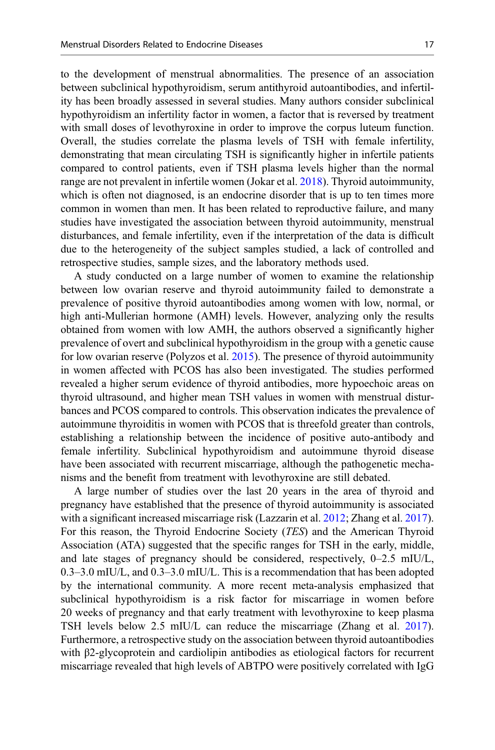to the development of menstrual abnormalities. The presence of an association between subclinical hypothyroidism, serum antithyroid autoantibodies, and infertility has been broadly assessed in several studies. Many authors consider subclinical hypothyroidism an infertility factor in women, a factor that is reversed by treatment with small doses of levothyroxine in order to improve the corpus luteum function. Overall, the studies correlate the plasma levels of TSH with female infertility, demonstrating that mean circulating TSH is significantly higher in infertile patients compared to control patients, even if TSH plasma levels higher than the normal range are not prevalent in infertile women (Jokar et al. 2018). Thyroid autoimmunity, which is often not diagnosed, is an endocrine disorder that is up to ten times more common in women than men. It has been related to reproductive failure, and many studies have investigated the association between thyroid autoimmunity, menstrual disturbances, and female infertility, even if the interpretation of the data is difficult due to the heterogeneity of the subject samples studied, a lack of controlled and retrospective studies, sample sizes, and the laboratory methods used.

A study conducted on a large number of women to examine the relationship between low ovarian reserve and thyroid autoimmunity failed to demonstrate a prevalence of positive thyroid autoantibodies among women with low, normal, or high anti-Mullerian hormone (AMH) levels. However, analyzing only the results obtained from women with low AMH, the authors observed a significantly higher prevalence of overt and subclinical hypothyroidism in the group with a genetic cause for low ovarian reserve (Polyzos et al. 2015). The presence of thyroid autoimmunity in women affected with PCOS has also been investigated. The studies performed revealed a higher serum evidence of thyroid antibodies, more hypoechoic areas on thyroid ultrasound, and higher mean TSH values in women with menstrual disturbances and PCOS compared to controls. This observation indicates the prevalence of autoimmune thyroiditis in women with PCOS that is threefold greater than controls, establishing a relationship between the incidence of positive auto-antibody and female infertility. Subclinical hypothyroidism and autoimmune thyroid disease have been associated with recurrent miscarriage, although the pathogenetic mechanisms and the benefit from treatment with levothyroxine are still debated.

A large number of studies over the last 20 years in the area of thyroid and pregnancy have established that the presence of thyroid autoimmunity is associated with a significant increased miscarriage risk (Lazzarin et al. 2012; Zhang et al. 2017). For this reason, the Thyroid Endocrine Society (*TES*) and the American Thyroid Association (ATA) suggested that the specific ranges for TSH in the early, middle, and late stages of pregnancy should be considered, respectively, 0–2.5 mIU/L, 0.3–3.0 mIU/L, and 0.3–3.0 mIU/L. This is a recommendation that has been adopted by the international community. A more recent meta-analysis emphasized that subclinical hypothyroidism is a risk factor for miscarriage in women before 20 weeks of pregnancy and that early treatment with levothyroxine to keep plasma TSH levels below 2.5 mIU/L can reduce the miscarriage (Zhang et al. 2017). Furthermore, a retrospective study on the association between thyroid autoantibodies with β2-glycoprotein and cardiolipin antibodies as etiological factors for recurrent miscarriage revealed that high levels of ABTPO were positively correlated with IgG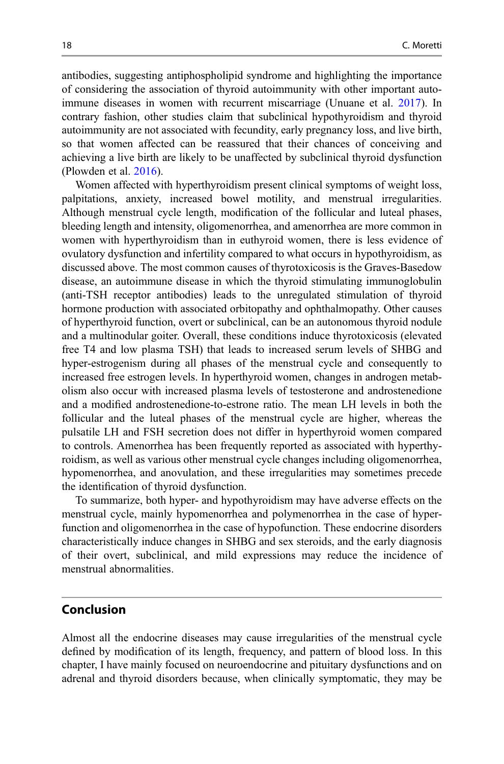antibodies, suggesting antiphospholipid syndrome and highlighting the importance of considering the association of thyroid autoimmunity with other important autoimmune diseases in women with recurrent miscarriage (Unuane et al. 2017). In contrary fashion, other studies claim that subclinical hypothyroidism and thyroid autoimmunity are not associated with fecundity, early pregnancy loss, and live birth, so that women affected can be reassured that their chances of conceiving and achieving a live birth are likely to be unaffected by subclinical thyroid dysfunction (Plowden et al. 2016).

Women affected with hyperthyroidism present clinical symptoms of weight loss, palpitations, anxiety, increased bowel motility, and menstrual irregularities. Although menstrual cycle length, modification of the follicular and luteal phases, bleeding length and intensity, oligomenorrhea, and amenorrhea are more common in women with hyperthyroidism than in euthyroid women, there is less evidence of ovulatory dysfunction and infertility compared to what occurs in hypothyroidism, as discussed above. The most common causes of thyrotoxicosis is the Graves-Basedow disease, an autoimmune disease in which the thyroid stimulating immunoglobulin (anti-TSH receptor antibodies) leads to the unregulated stimulation of thyroid hormone production with associated orbitopathy and ophthalmopathy. Other causes of hyperthyroid function, overt or subclinical, can be an autonomous thyroid nodule and a multinodular goiter. Overall, these conditions induce thyrotoxicosis (elevated free T4 and low plasma TSH) that leads to increased serum levels of SHBG and hyper-estrogenism during all phases of the menstrual cycle and consequently to increased free estrogen levels. In hyperthyroid women, changes in androgen metabolism also occur with increased plasma levels of testosterone and androstenedione and a modified androstenedione-to-estrone ratio. The mean LH levels in both the follicular and the luteal phases of the menstrual cycle are higher, whereas the pulsatile LH and FSH secretion does not differ in hyperthyroid women compared to controls. Amenorrhea has been frequently reported as associated with hyperthyroidism, as well as various other menstrual cycle changes including oligomenorrhea, hypomenorrhea, and anovulation, and these irregularities may sometimes precede the identification of thyroid dysfunction.

To summarize, both hyper- and hypothyroidism may have adverse effects on the menstrual cycle, mainly hypomenorrhea and polymenorrhea in the case of hyperfunction and oligomenorrhea in the case of hypofunction. These endocrine disorders characteristically induce changes in SHBG and sex steroids, and the early diagnosis of their overt, subclinical, and mild expressions may reduce the incidence of menstrual abnormalities.

## Conclusion

Almost all the endocrine diseases may cause irregularities of the menstrual cycle defined by modification of its length, frequency, and pattern of blood loss. In this chapter, I have mainly focused on neuroendocrine and pituitary dysfunctions and on adrenal and thyroid disorders because, when clinically symptomatic, they may be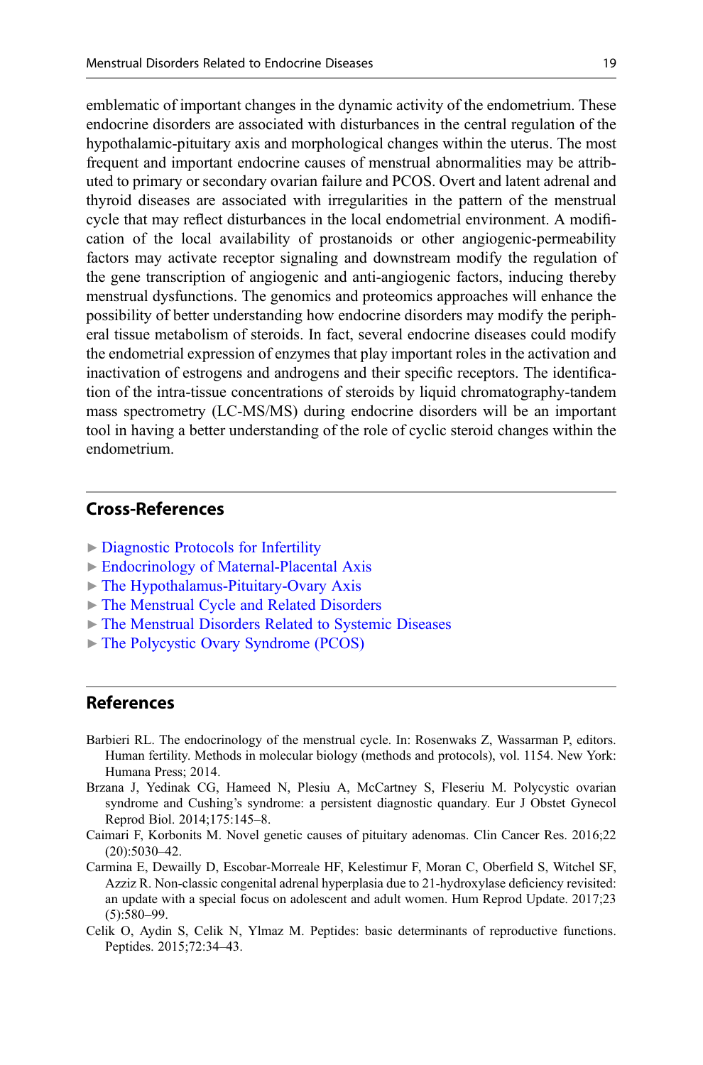emblematic of important changes in the dynamic activity of the endometrium. These endocrine disorders are associated with disturbances in the central regulation of the hypothalamic-pituitary axis and morphological changes within the uterus. The most frequent and important endocrine causes of menstrual abnormalities may be attributed to primary or secondary ovarian failure and PCOS. Overt and latent adrenal and thyroid diseases are associated with irregularities in the pattern of the menstrual cycle that may reflect disturbances in the local endometrial environment. A modification of the local availability of prostanoids or other angiogenic-permeability factors may activate receptor signaling and downstream modify the regulation of the gene transcription of angiogenic and anti-angiogenic factors, inducing thereby menstrual dysfunctions. The genomics and proteomics approaches will enhance the possibility of better understanding how endocrine disorders may modify the peripheral tissue metabolism of steroids. In fact, several endocrine diseases could modify the endometrial expression of enzymes that play important roles in the activation and inactivation of estrogens and androgens and their specific receptors. The identification of the intra-tissue concentrations of steroids by liquid chromatography-tandem mass spectrometry (LC-MS/MS) during endocrine disorders will be an important tool in having a better understanding of the role of cyclic steroid changes within the endometrium.

## Cross-References

- ► Diagnostic Protocols for Infertility
- ► Endocrinology of Maternal-Placental Axis
- ► The Hypothalamus-Pituitary-Ovary Axis
- ► The Menstrual Cycle and Related Disorders
- ► The Menstrual Disorders Related to Systemic Diseases
- ► The Polycystic Ovary Syndrome (PCOS)

## References

Barbieri RL. The endocrinology of the menstrual cycle. In: Rosenwaks Z, Wassarman P, editors. Human fertility. Methods in molecular biology (methods and protocols), vol. 1154. New York: Humana Press; 2014.

Brzana J, Yedinak CG, Hameed N, Plesiu A, McCartney S, Fleseriu M. Polycystic ovarian syndrome and Cushing's syndrome: a persistent diagnostic quandary. Eur J Obstet Gynecol Reprod Biol. 2014;175:145–8.

Caimari F, Korbonits M. Novel genetic causes of pituitary adenomas. Clin Cancer Res. 2016;22 (20):5030–42.

Carmina E, Dewailly D, Escobar-Morreale HF, Kelestimur F, Moran C, Oberfield S, Witchel SF, Azziz R. Non-classic congenital adrenal hyperplasia due to 21-hydroxylase deficiency revisited: an update with a special focus on adolescent and adult women. Hum Reprod Update. 2017;23 (5):580–99.

Celik O, Aydin S, Celik N, Ylmaz M. Peptides: basic determinants of reproductive functions. Peptides. 2015;72:34–43.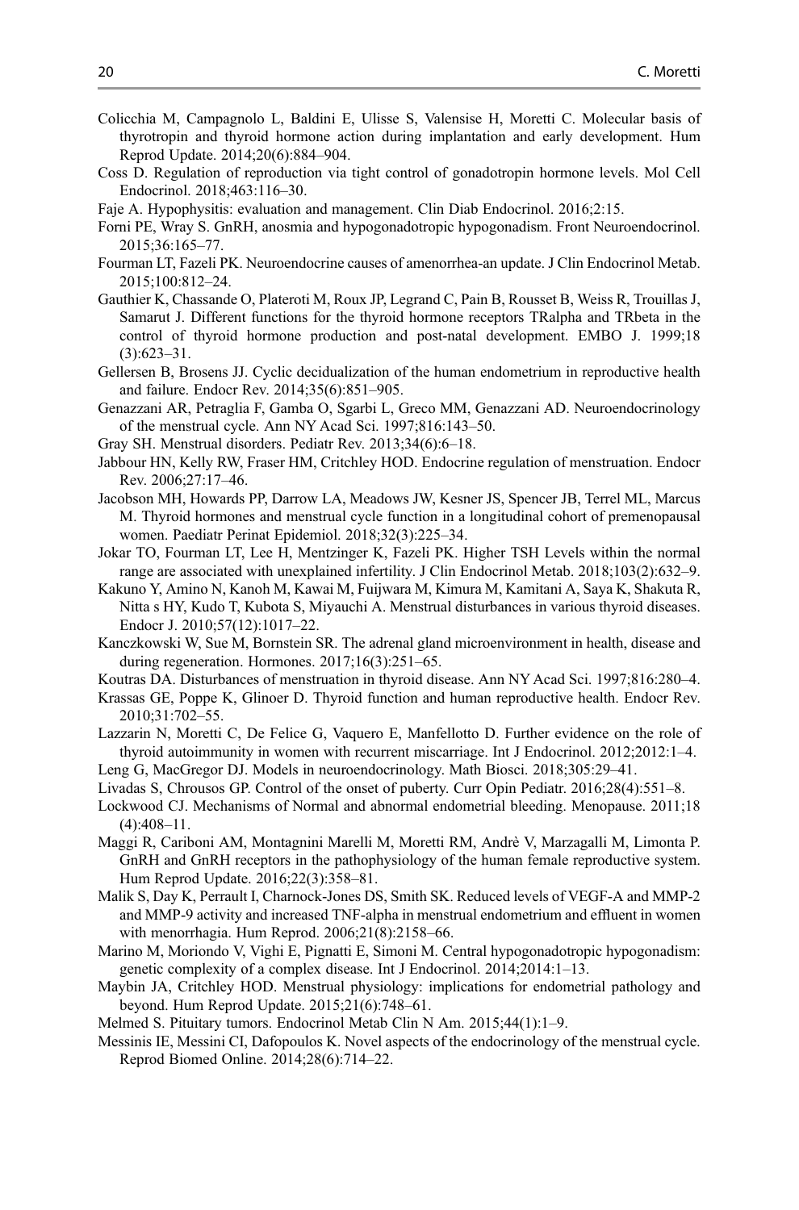Colicchia M, Campagnolo L, Baldini E, Ulisse S, Valensise H, Moretti C. Molecular basis of thyrotropin and thyroid hormone action during implantation and early development. Hum Reprod Update. 2014;20(6):884–904.

Coss D. Regulation of reproduction via tight control of gonadotropin hormone levels. Mol Cell Endocrinol. 2018;463:116–30.

Faje A. Hypophysitis: evaluation and management. Clin Diab Endocrinol. 2016;2:15.

Forni PE, Wray S. GnRH, anosmia and hypogonadotropic hypogonadism. Front Neuroendocrinol. 2015;36:165–77.

Fourman LT, Fazeli PK. Neuroendocrine causes of amenorrhea-an update. J Clin Endocrinol Metab. 2015;100:812–24.

Gauthier K, Chassande O, Plateroti M, Roux JP, Legrand C, Pain B, Rousset B, Weiss R, Trouillas J, Samarut J. Different functions for the thyroid hormone receptors TRalpha and TRbeta in the control of thyroid hormone production and post-natal development. EMBO J. 1999;18 (3):623–31.

Gellersen B, Brosens JJ. Cyclic decidualization of the human endometrium in reproductive health and failure. Endocr Rev. 2014;35(6):851–905.

Genazzani AR, Petraglia F, Gamba O, Sgarbi L, Greco MM, Genazzani AD. Neuroendocrinology of the menstrual cycle. Ann NY Acad Sci. 1997;816:143–50.

Gray SH. Menstrual disorders. Pediatr Rev. 2013;34(6):6–18.

Jabbour HN, Kelly RW, Fraser HM, Critchley HOD. Endocrine regulation of menstruation. Endocr Rev. 2006;27:17–46.

Jacobson MH, Howards PP, Darrow LA, Meadows JW, Kesner JS, Spencer JB, Terrel ML, Marcus M. Thyroid hormones and menstrual cycle function in a longitudinal cohort of premenopausal women. Paediatr Perinat Epidemiol. 2018;32(3):225–34.

Jokar TO, Fourman LT, Lee H, Mentzinger K, Fazeli PK. Higher TSH Levels within the normal range are associated with unexplained infertility. J Clin Endocrinol Metab. 2018;103(2):632–9.

Kakuno Y, Amino N, Kanoh M, Kawai M, Fuijwara M, Kimura M, Kamitani A, Saya K, Shakuta R, Nitta s HY, Kudo T, Kubota S, Miyauchi A. Menstrual disturbances in various thyroid diseases. Endocr J. 2010;57(12):1017–22.

Kanczkowski W, Sue M, Bornstein SR. The adrenal gland microenvironment in health, disease and during regeneration. Hormones. 2017;16(3):251–65.

Koutras DA. Disturbances of menstruation in thyroid disease. Ann NY Acad Sci. 1997;816:280–4.

Krassas GE, Poppe K, Glinoer D. Thyroid function and human reproductive health. Endocr Rev. 2010;31:702–55.

Lazzarin N, Moretti C, De Felice G, Vaquero E, Manfellotto D. Further evidence on the role of thyroid autoimmunity in women with recurrent miscarriage. Int J Endocrinol. 2012;2012:1–4.

Leng G, MacGregor DJ. Models in neuroendocrinology. Math Biosci. 2018;305:29–41.

Livadas S, Chrousos GP. Control of the onset of puberty. Curr Opin Pediatr. 2016;28(4):551–8.

Lockwood CJ. Mechanisms of Normal and abnormal endometrial bleeding. Menopause. 2011;18 (4):408–11.

Maggi R, Cariboni AM, Montagnini Marelli M, Moretti RM, Andrè V, Marzagalli M, Limonta P. GnRH and GnRH receptors in the pathophysiology of the human female reproductive system. Hum Reprod Update. 2016;22(3):358–81.

Malik S, Day K, Perrault I, Charnock-Jones DS, Smith SK. Reduced levels of VEGF-A and MMP-2 and MMP-9 activity and increased TNF-alpha in menstrual endometrium and effluent in women with menorrhagia. Hum Reprod. 2006;21(8):2158–66.

Marino M, Moriondo V, Vighi E, Pignatti E, Simoni M. Central hypogonadotropic hypogonadism: genetic complexity of a complex disease. Int J Endocrinol. 2014;2014:1–13.

Maybin JA, Critchley HOD. Menstrual physiology: implications for endometrial pathology and beyond. Hum Reprod Update. 2015;21(6):748–61.

Melmed S. Pituitary tumors. Endocrinol Metab Clin N Am. 2015;44(1):1–9.

Messinis IE, Messini CI, Dafopoulos K. Novel aspects of the endocrinology of the menstrual cycle. Reprod Biomed Online. 2014;28(6):714–22.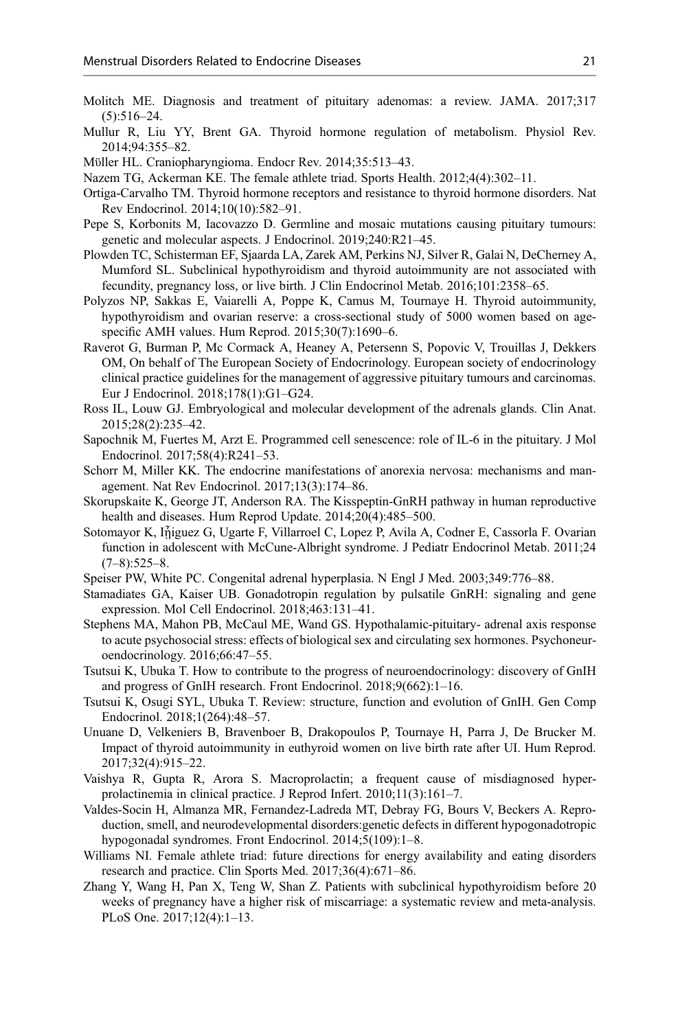Molitch ME. Diagnosis and treatment of pituitary adenomas: a review. JAMA. 2017;317 (5):516–24.

Mullur R, Liu YY, Brent GA. Thyroid hormone regulation of metabolism. Physiol Rev. 2014;94:355–82.

Möller HL. Craniopharyngioma. Endocr Rev. 2014;35:513–43.

Nazem TG, Ackerman KE. The female athlete triad. Sports Health. 2012;4(4):302–11.

Ortiga-Carvalho TM. Thyroid hormone receptors and resistance to thyroid hormone disorders. Nat Rev Endocrinol. 2014;10(10):582–91.

Pepe S, Korbonits M, Iacovazzo D. Germline and mosaic mutations causing pituitary tumours: genetic and molecular aspects. J Endocrinol. 2019;240:R21–45.

Plowden TC, Schisterman EF, Sjaarda LA, Zarek AM, Perkins NJ, Silver R, Galai N, DeCherney A, Mumford SL. Subclinical hypothyroidism and thyroid autoimmunity are not associated with fecundity, pregnancy loss, or live birth. J Clin Endocrinol Metab. 2016;101:2358–65.

Polyzos NP, Sakkas E, Vaiarelli A, Poppe K, Camus M, Tournaye H. Thyroid autoimmunity, hypothyroidism and ovarian reserve: a cross-sectional study of 5000 women based on age-specific AMH values. Hum Reprod. 2015;30(7):1690–6.

Raverot G, Burman P, Mc Cormack A, Heaney A, Petersenn S, Popovic V, Trouillas J, Dekkers OM, On behalf of The European Society of Endocrinology. European society of endocrinology clinical practice guidelines for the management of aggressive pituitary tumours and carcinomas. Eur J Endocrinol. 2018;178(1):G1–G24.

Ross IL, Louw GJ. Embryological and molecular development of the adrenals glands. Clin Anat. 2015;28(2):235–42.

Sapochnik M, Fuertes M, Arzt E. Programmed cell senescence: role of IL-6 in the pituitary. J Mol Endocrinol. 2017;58(4):R241–53.

Schorr M, Miller KK. The endocrine manifestations of anorexia nervosa: mechanisms and management. Nat Rev Endocrinol. 2017;13(3):174–86.

Skorupskaite K, George JT, Anderson RA. The Kisspeptin-GnRH pathway in human reproductive health and diseases. Hum Reprod Update. 2014;20(4):485–500.

Sotomayor K, Iñiguez G, Ugarte F, Villarroel C, Lopez P, Avila A, Codner E, Cassorla F. Ovarian function in adolescent with McCune-Albright syndrome. J Pediatr Endocrinol Metab. 2011;24 (7–8):525–8.

Speiser PW, White PC. Congenital adrenal hyperplasia. N Engl J Med. 2003;349:776–88.

Stamadiates GA, Kaiser UB. Gonadotropin regulation by pulsatile GnRH: signaling and gene expression. Mol Cell Endocrinol. 2018;463:131–41.

Stephens MA, Mahon PB, McCaul ME, Wand GS. Hypothalamic-pituitary- adrenal axis response to acute psychosocial stress: effects of biological sex and circulating sex hormones. Psychoneuroendocrinology. 2016;66:47–55.

Tsutsui K, Ubuka T. How to contribute to the progress of neuroendocrinology: discovery of GnIH and progress of GnIH research. Front Endocrinol. 2018;9(662):1–16.

Tsutsui K, Osugi SYL, Ubuka T. Review: structure, function and evolution of GnIH. Gen Comp Endocrinol. 2018;1(264):48–57.

Unuane D, Velkeniers B, Bravenboer B, Drakopoulos P, Tournaye H, Parra J, De Brucker M. Impact of thyroid autoimmunity in euthyroid women on live birth rate after UI. Hum Reprod. 2017;32(4):915–22.

Vaishya R, Gupta R, Arora S. Macroprolactin; a frequent cause of misdiagnosed hyperprolactinemia in clinical practice. J Reprod Infert. 2010;11(3):161–7.

Valdes-Socin H, Almanza MR, Fernandez-Ladreda MT, Debray FG, Bours V, Beckers A. Reproduction, smell, and neurodevelopmental disorders:genetic defects in different hypogonadotropic hypogonadal syndromes. Front Endocrinol. 2014;5(109):1–8.

Williams NI. Female athlete triad: future directions for energy availability and eating disorders research and practice. Clin Sports Med. 2017;36(4):671–86.

Zhang Y, Wang H, Pan X, Teng W, Shan Z. Patients with subclinical hypothyroidism before 20 weeks of pregnancy have a higher risk of miscarriage: a systematic review and meta-analysis. PLoS One. 2017;12(4):1–13.